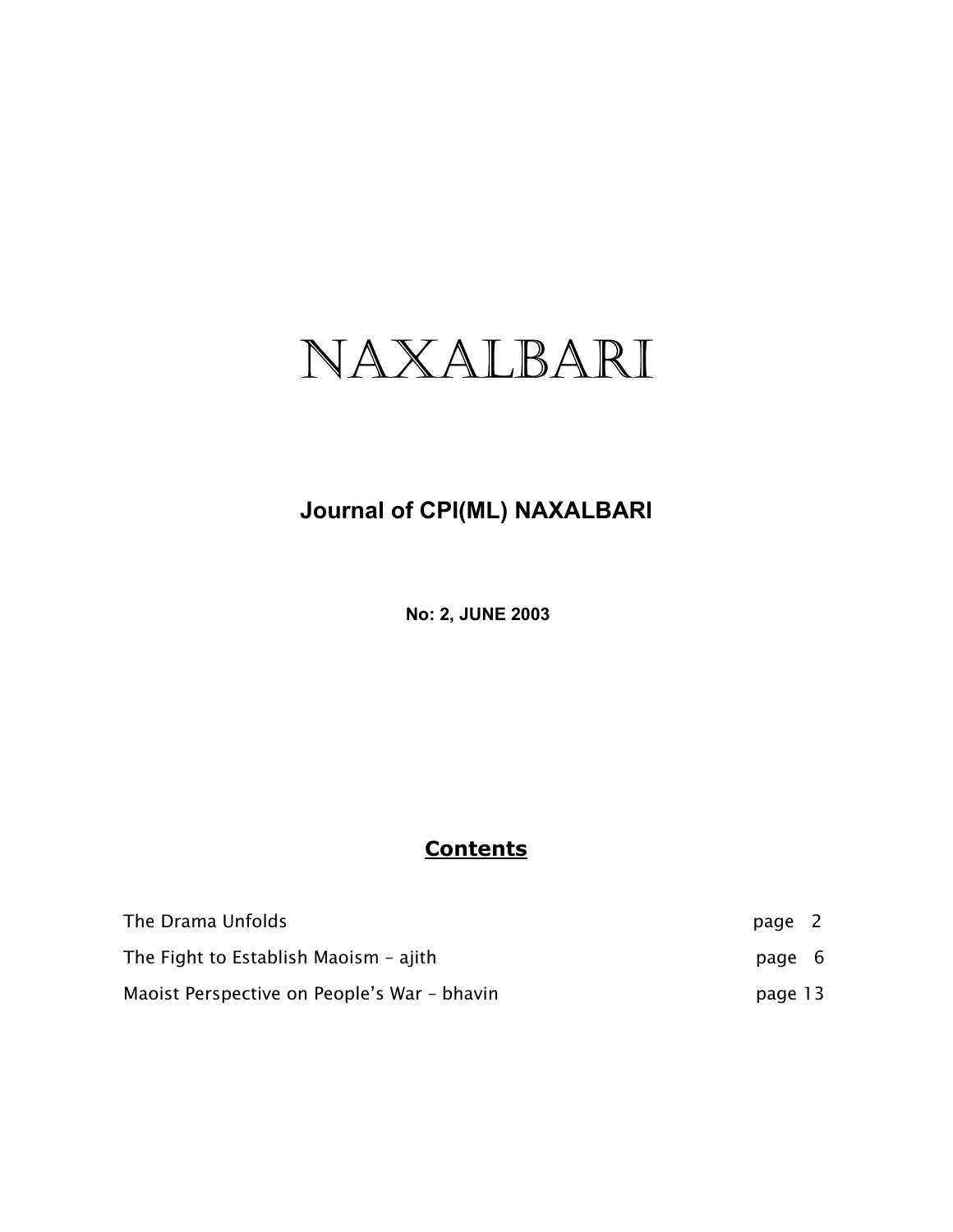# NAXALBARI

## Journal of CPI(ML) NAXALBARI

**No: 2, JUNE 2003**

## Contents

| | |
|---|---|
| The Drama Unfolds | page 2 |
| The Fight to Establish Maoism – ajith | page 6 |
| Maoist Perspective on People's War – bhavin | page 13 |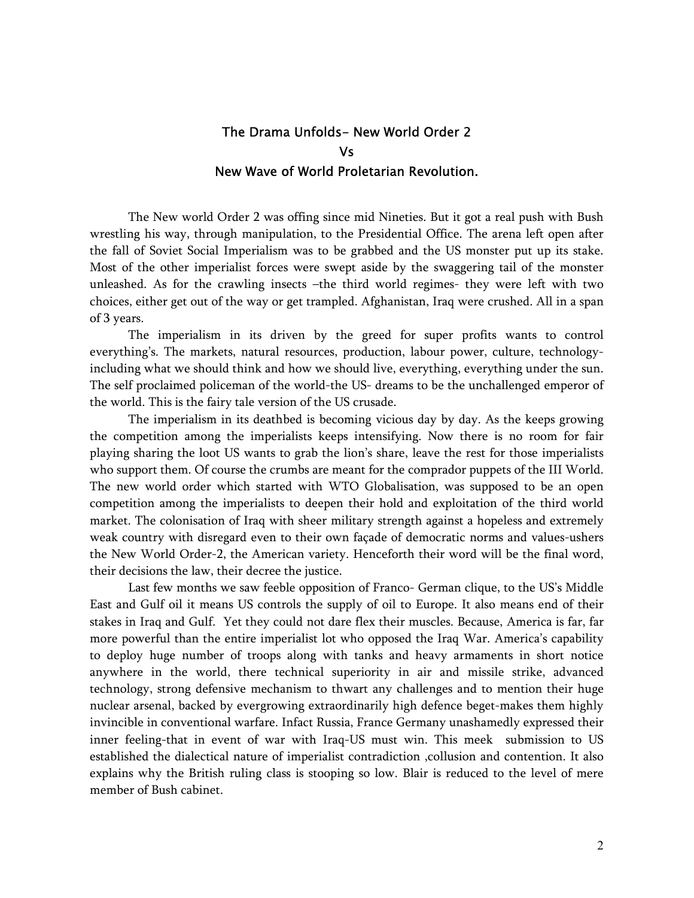## The Drama Unfolds- New World Order 2
## Vs
## New Wave of World Proletarian Revolution.

The New world Order 2 was offing since mid Nineties. But it got a real push with Bush wrestling his way, through manipulation, to the Presidential Office. The arena left open after the fall of Soviet Social Imperialism was to be grabbed and the US monster put up its stake. Most of the other imperialist forces were swept aside by the swaggering tail of the monster unleashed. As for the crawling insects –the third world regimes- they were left with two choices, either get out of the way or get trampled. Afghanistan, Iraq were crushed. All in a span of 3 years.

The imperialism in its driven by the greed for super profits wants to control everything's. The markets, natural resources, production, labour power, culture, technology-including what we should think and how we should live, everything, everything under the sun. The self proclaimed policeman of the world-the US- dreams to be the unchallenged emperor of the world. This is the fairy tale version of the US crusade.

The imperialism in its deathbed is becoming vicious day by day. As the keeps growing the competition among the imperialists keeps intensifying. Now there is no room for fair playing sharing the loot US wants to grab the lion's share, leave the rest for those imperialists who support them. Of course the crumbs are meant for the comprador puppets of the III World. The new world order which started with WTO Globalisation, was supposed to be an open competition among the imperialists to deepen their hold and exploitation of the third world market. The colonisation of Iraq with sheer military strength against a hopeless and extremely weak country with disregard even to their own façade of democratic norms and values-ushers the New World Order-2, the American variety. Henceforth their word will be the final word, their decisions the law, their decree the justice.

Last few months we saw feeble opposition of Franco- German clique, to the US's Middle East and Gulf oil it means US controls the supply of oil to Europe. It also means end of their stakes in Iraq and Gulf. Yet they could not dare flex their muscles. Because, America is far, far more powerful than the entire imperialist lot who opposed the Iraq War. America's capability to deploy huge number of troops along with tanks and heavy armaments in short notice anywhere in the world, there technical superiority in air and missile strike, advanced technology, strong defensive mechanism to thwart any challenges and to mention their huge nuclear arsenal, backed by evergrowing extraordinarily high defence beget-makes them highly invincible in conventional warfare. Infact Russia, France Germany unashamedly expressed their inner feeling-that in event of war with Iraq-US must win. This meek submission to US established the dialectical nature of imperialist contradiction ,collusion and contention. It also explains why the British ruling class is stooping so low. Blair is reduced to the level of mere member of Bush cabinet.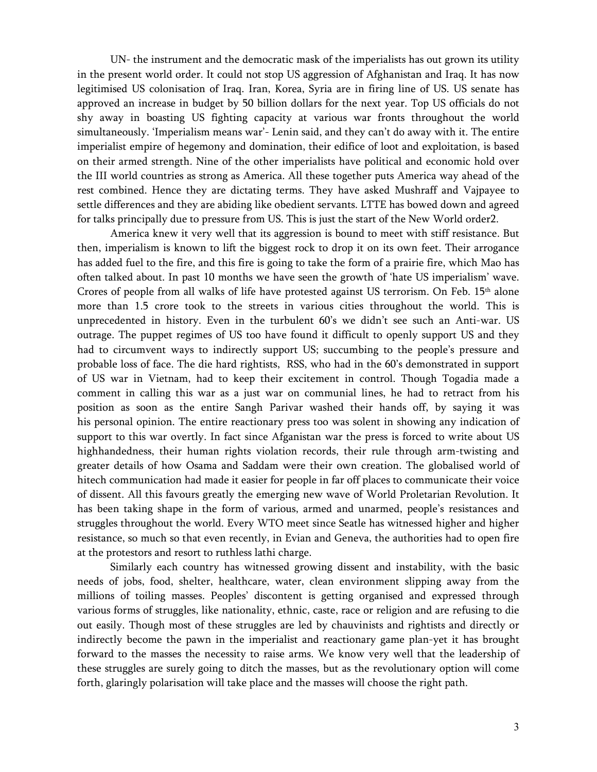UN- the instrument and the democratic mask of the imperialists has out grown its utility in the present world order. It could not stop US aggression of Afghanistan and Iraq. It has now legitimised US colonisation of Iraq. Iran, Korea, Syria are in firing line of US. US senate has approved an increase in budget by 50 billion dollars for the next year. Top US officials do not shy away in boasting US fighting capacity at various war fronts throughout the world simultaneously. 'Imperialism means war'- Lenin said, and they can't do away with it. The entire imperialist empire of hegemony and domination, their edifice of loot and exploitation, is based on their armed strength. Nine of the other imperialists have political and economic hold over the III world countries as strong as America. All these together puts America way ahead of the rest combined. Hence they are dictating terms. They have asked Mushraff and Vajpayee to settle differences and they are abiding like obedient servants. LTTE has bowed down and agreed for talks principally due to pressure from US. This is just the start of the New World order2.

America knew it very well that its aggression is bound to meet with stiff resistance. But then, imperialism is known to lift the biggest rock to drop it on its own feet. Their arrogance has added fuel to the fire, and this fire is going to take the form of a prairie fire, which Mao has often talked about. In past 10 months we have seen the growth of 'hate US imperialism' wave. Crores of people from all walks of life have protested against US terrorism. On Feb. 15th alone more than 1.5 crore took to the streets in various cities throughout the world. This is unprecedented in history. Even in the turbulent 60's we didn't see such an Anti-war. US outrage. The puppet regimes of US too have found it difficult to openly support US and they had to circumvent ways to indirectly support US; succumbing to the people's pressure and probable loss of face. The die hard rightists, RSS, who had in the 60's demonstrated in support of US war in Vietnam, had to keep their excitement in control. Though Togadia made a comment in calling this war as a just war on communial lines, he had to retract from his position as soon as the entire Sangh Parivar washed their hands off, by saying it was his personal opinion. The entire reactionary press too was solent in showing any indication of support to this war overtly. In fact since Afganistan war the press is forced to write about US highhandedness, their human rights violation records, their rule through arm-twisting and greater details of how Osama and Saddam were their own creation. The globalised world of hitech communication had made it easier for people in far off places to communicate their voice of dissent. All this favours greatly the emerging new wave of World Proletarian Revolution. It has been taking shape in the form of various, armed and unarmed, people's resistances and struggles throughout the world. Every WTO meet since Seatle has witnessed higher and higher resistance, so much so that even recently, in Evian and Geneva, the authorities had to open fire at the protestors and resort to ruthless lathi charge.

Similarly each country has witnessed growing dissent and instability, with the basic needs of jobs, food, shelter, healthcare, water, clean environment slipping away from the millions of toiling masses. Peoples' discontent is getting organised and expressed through various forms of struggles, like nationality, ethnic, caste, race or religion and are refusing to die out easily. Though most of these struggles are led by chauvinists and rightists and directly or indirectly become the pawn in the imperialist and reactionary game plan-yet it has brought forward to the masses the necessity to raise arms. We know very well that the leadership of these struggles are surely going to ditch the masses, but as the revolutionary option will come forth, glaringly polarisation will take place and the masses will choose the right path.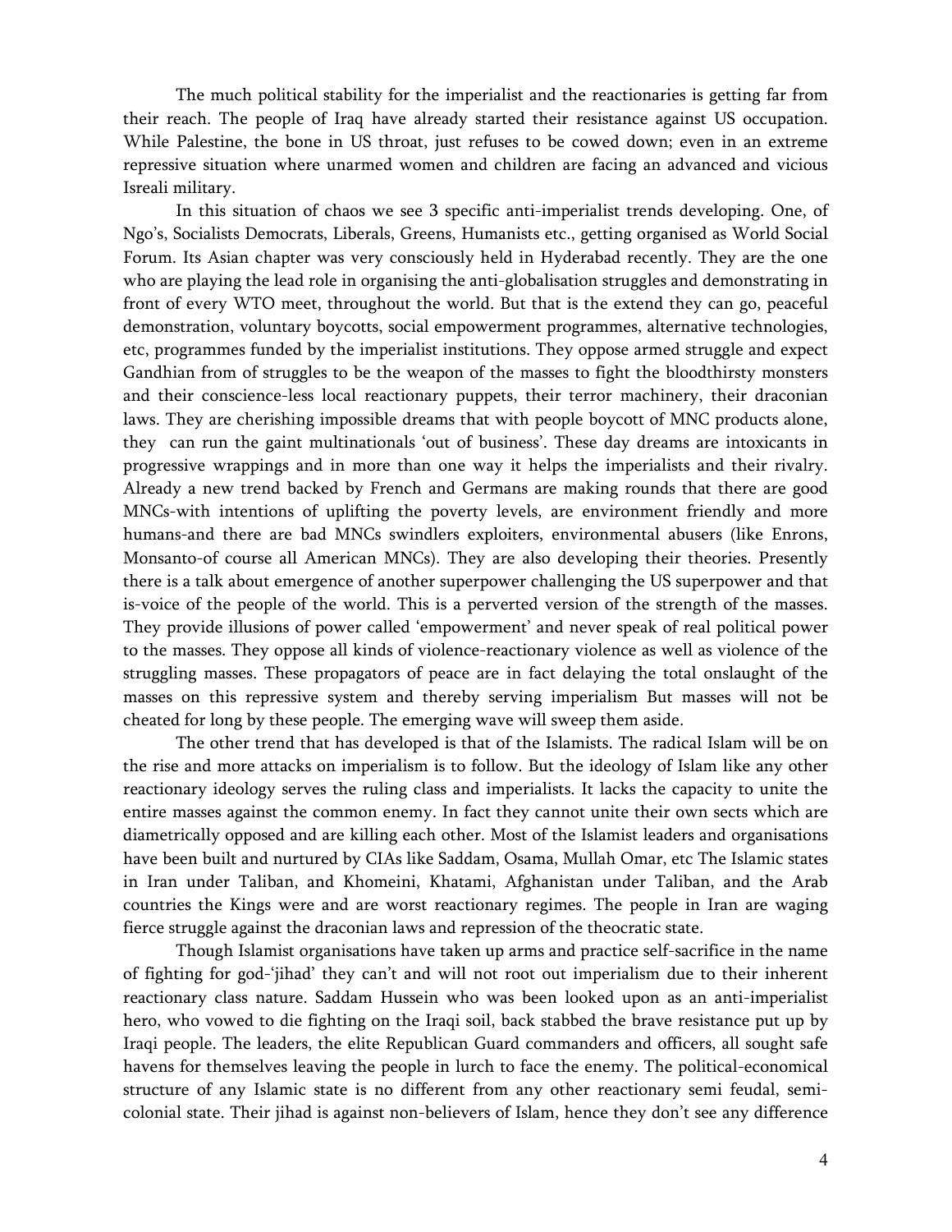The much political stability for the imperialist and the reactionaries is getting far from their reach. The people of Iraq have already started their resistance against US occupation. While Palestine, the bone in US throat, just refuses to be cowed down; even in an extreme repressive situation where unarmed women and children are facing an advanced and vicious Isreali military.

In this situation of chaos we see 3 specific anti-imperialist trends developing. One, of Ngo's, Socialists Democrats, Liberals, Greens, Humanists etc., getting organised as World Social Forum. Its Asian chapter was very consciously held in Hyderabad recently. They are the one who are playing the lead role in organising the anti-globalisation struggles and demonstrating in front of every WTO meet, throughout the world. But that is the extend they can go, peaceful demonstration, voluntary boycotts, social empowerment programmes, alternative technologies, etc, programmes funded by the imperialist institutions. They oppose armed struggle and expect Gandhian from of struggles to be the weapon of the masses to fight the bloodthirsty monsters and their conscience-less local reactionary puppets, their terror machinery, their draconian laws. They are cherishing impossible dreams that with people boycott of MNC products alone, they can run the gaint multinationals 'out of business'. These day dreams are intoxicants in progressive wrappings and in more than one way it helps the imperialists and their rivalry. Already a new trend backed by French and Germans are making rounds that there are good MNCs-with intentions of uplifting the poverty levels, are environment friendly and more humans-and there are bad MNCs swindlers exploiters, environmental abusers (like Enrons, Monsanto-of course all American MNCs). They are also developing their theories. Presently there is a talk about emergence of another superpower challenging the US superpower and that is-voice of the people of the world. This is a perverted version of the strength of the masses. They provide illusions of power called 'empowerment' and never speak of real political power to the masses. They oppose all kinds of violence-reactionary violence as well as violence of the struggling masses. These propagators of peace are in fact delaying the total onslaught of the masses on this repressive system and thereby serving imperialism But masses will not be cheated for long by these people. The emerging wave will sweep them aside.

The other trend that has developed is that of the Islamists. The radical Islam will be on the rise and more attacks on imperialism is to follow. But the ideology of Islam like any other reactionary ideology serves the ruling class and imperialists. It lacks the capacity to unite the entire masses against the common enemy. In fact they cannot unite their own sects which are diametrically opposed and are killing each other. Most of the Islamist leaders and organisations have been built and nurtured by CIAs like Saddam, Osama, Mullah Omar, etc The Islamic states in Iran under Taliban, and Khomeini, Khatami, Afghanistan under Taliban, and the Arab countries the Kings were and are worst reactionary regimes. The people in Iran are waging fierce struggle against the draconian laws and repression of the theocratic state.

Though Islamist organisations have taken up arms and practice self-sacrifice in the name of fighting for god-'jihad' they can't and will not root out imperialism due to their inherent reactionary class nature. Saddam Hussein who was been looked upon as an anti-imperialist hero, who vowed to die fighting on the Iraqi soil, back stabbed the brave resistance put up by Iraqi people. The leaders, the elite Republican Guard commanders and officers, all sought safe havens for themselves leaving the people in lurch to face the enemy. The political-economical structure of any Islamic state is no different from any other reactionary semi feudal, semi-colonial state. Their jihad is against non-believers of Islam, hence they don't see any difference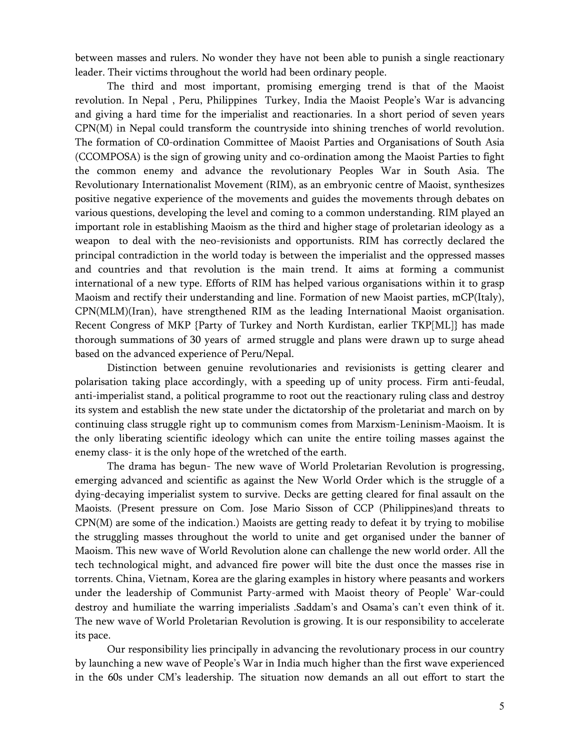between masses and rulers. No wonder they have not been able to punish a single reactionary leader. Their victims throughout the world had been ordinary people.

The third and most important, promising emerging trend is that of the Maoist revolution. In Nepal , Peru, Philippines Turkey, India the Maoist People's War is advancing and giving a hard time for the imperialist and reactionaries. In a short period of seven years CPN(M) in Nepal could transform the countryside into shining trenches of world revolution. The formation of C0-ordination Committee of Maoist Parties and Organisations of South Asia (CCOMPOSA) is the sign of growing unity and co-ordination among the Maoist Parties to fight the common enemy and advance the revolutionary Peoples War in South Asia. The Revolutionary Internationalist Movement (RIM), as an embryonic centre of Maoist, synthesizes positive negative experience of the movements and guides the movements through debates on various questions, developing the level and coming to a common understanding. RIM played an important role in establishing Maoism as the third and higher stage of proletarian ideology as a weapon to deal with the neo-revisionists and opportunists. RIM has correctly declared the principal contradiction in the world today is between the imperialist and the oppressed masses and countries and that revolution is the main trend. It aims at forming a communist international of a new type. Efforts of RIM has helped various organisations within it to grasp Maoism and rectify their understanding and line. Formation of new Maoist parties, mCP(Italy), CPN(MLM)(Iran), have strengthened RIM as the leading International Maoist organisation. Recent Congress of MKP {Party of Turkey and North Kurdistan, earlier TKP[ML]} has made thorough summations of 30 years of armed struggle and plans were drawn up to surge ahead based on the advanced experience of Peru/Nepal.

Distinction between genuine revolutionaries and revisionists is getting clearer and polarisation taking place accordingly, with a speeding up of unity process. Firm anti-feudal, anti-imperialist stand, a political programme to root out the reactionary ruling class and destroy its system and establish the new state under the dictatorship of the proletariat and march on by continuing class struggle right up to communism comes from Marxism-Leninism-Maoism. It is the only liberating scientific ideology which can unite the entire toiling masses against the enemy class- it is the only hope of the wretched of the earth.

The drama has begun- The new wave of World Proletarian Revolution is progressing, emerging advanced and scientific as against the New World Order which is the struggle of a dying-decaying imperialist system to survive. Decks are getting cleared for final assault on the Maoists. (Present pressure on Com. Jose Mario Sisson of CCP (Philippines)and threats to CPN(M) are some of the indication.) Maoists are getting ready to defeat it by trying to mobilise the struggling masses throughout the world to unite and get organised under the banner of Maoism. This new wave of World Revolution alone can challenge the new world order. All the tech technological might, and advanced fire power will bite the dust once the masses rise in torrents. China, Vietnam, Korea are the glaring examples in history where peasants and workers under the leadership of Communist Party-armed with Maoist theory of People' War-could destroy and humiliate the warring imperialists .Saddam's and Osama's can't even think of it. The new wave of World Proletarian Revolution is growing. It is our responsibility to accelerate its pace.

Our responsibility lies principally in advancing the revolutionary process in our country by launching a new wave of People's War in India much higher than the first wave experienced in the 60s under CM's leadership. The situation now demands an all out effort to start the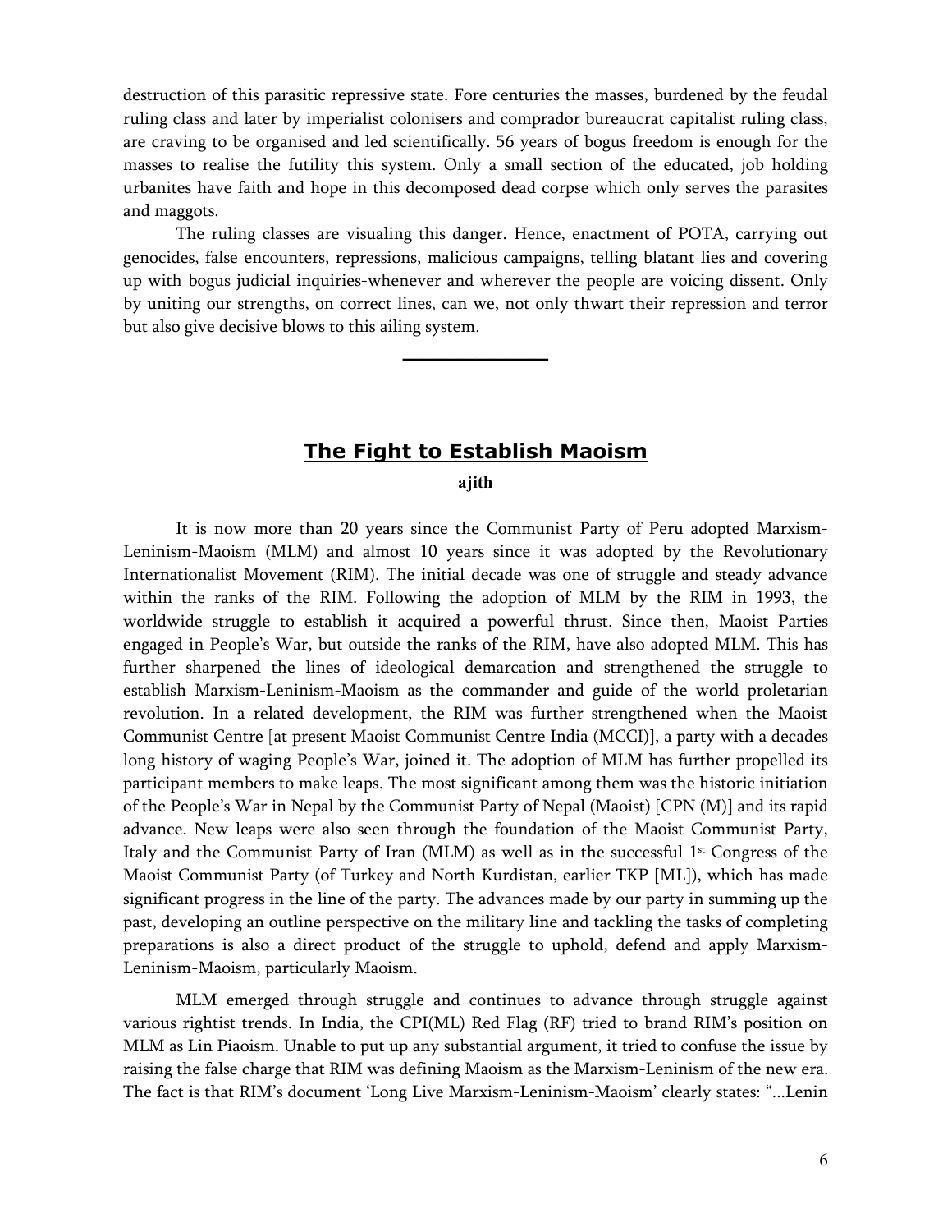destruction of this parasitic repressive state. Fore centuries the masses, burdened by the feudal ruling class and later by imperialist colonisers and comprador bureaucrat capitalist ruling class, are craving to be organised and led scientifically. 56 years of bogus freedom is enough for the masses to realise the futility this system. Only a small section of the educated, job holding urbanites have faith and hope in this decomposed dead corpse which only serves the parasites and maggots.

The ruling classes are visualing this danger. Hence, enactment of POTA, carrying out genocides, false encounters, repressions, malicious campaigns, telling blatant lies and covering up with bogus judicial inquiries-whenever and wherever the people are voicing dissent. Only by uniting our strengths, on correct lines, can we, not only thwart their repression and terror but also give decisive blows to this ailing system.

---

## The Fight to Establish Maoism

**ajith**

It is now more than 20 years since the Communist Party of Peru adopted Marxism-Leninism-Maoism (MLM) and almost 10 years since it was adopted by the Revolutionary Internationalist Movement (RIM). The initial decade was one of struggle and steady advance within the ranks of the RIM. Following the adoption of MLM by the RIM in 1993, the worldwide struggle to establish it acquired a powerful thrust. Since then, Maoist Parties engaged in People's War, but outside the ranks of the RIM, have also adopted MLM. This has further sharpened the lines of ideological demarcation and strengthened the struggle to establish Marxism-Leninism-Maoism as the commander and guide of the world proletarian revolution. In a related development, the RIM was further strengthened when the Maoist Communist Centre [at present Maoist Communist Centre India (MCCI)], a party with a decades long history of waging People's War, joined it. The adoption of MLM has further propelled its participant members to make leaps. The most significant among them was the historic initiation of the People's War in Nepal by the Communist Party of Nepal (Maoist) [CPN (M)] and its rapid advance. New leaps were also seen through the foundation of the Maoist Communist Party, Italy and the Communist Party of Iran (MLM) as well as in the successful 1st Congress of the Maoist Communist Party (of Turkey and North Kurdistan, earlier TKP [ML]), which has made significant progress in the line of the party. The advances made by our party in summing up the past, developing an outline perspective on the military line and tackling the tasks of completing preparations is also a direct product of the struggle to uphold, defend and apply Marxism-Leninism-Maoism, particularly Maoism.

MLM emerged through struggle and continues to advance through struggle against various rightist trends. In India, the CPI(ML) Red Flag (RF) tried to brand RIM's position on MLM as Lin Piaoism. Unable to put up any substantial argument, it tried to confuse the issue by raising the false charge that RIM was defining Maoism as the Marxism-Leninism of the new era. The fact is that RIM's document 'Long Live Marxism-Leninism-Maoism' clearly states: "...Lenin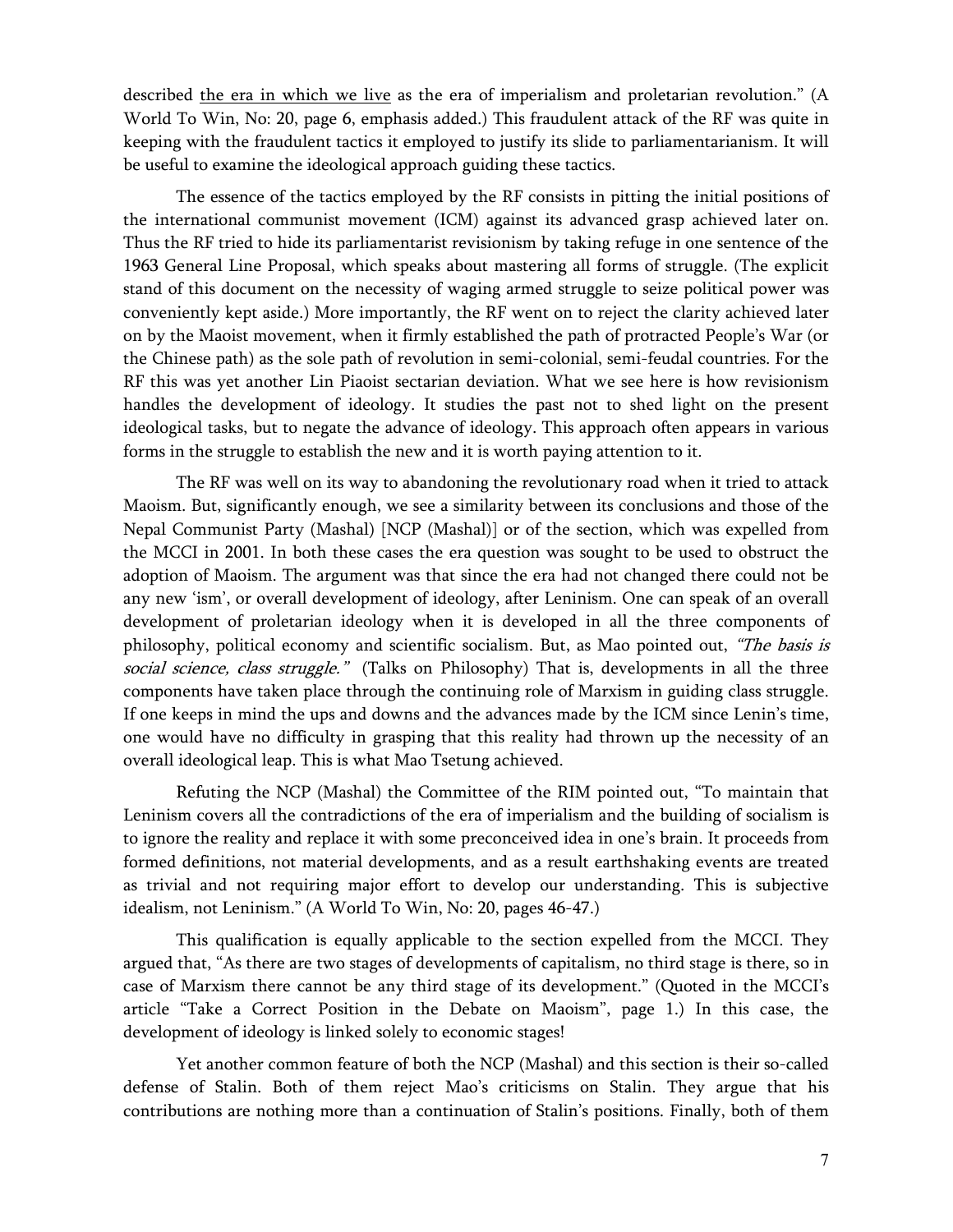described <u>the era in which we live</u> as the era of imperialism and proletarian revolution." (A World To Win, No: 20, page 6, emphasis added.) This fraudulent attack of the RF was quite in keeping with the fraudulent tactics it employed to justify its slide to parliamentarianism. It will be useful to examine the ideological approach guiding these tactics.

The essence of the tactics employed by the RF consists in pitting the initial positions of the international communist movement (ICM) against its advanced grasp achieved later on. Thus the RF tried to hide its parliamentarist revisionism by taking refuge in one sentence of the 1963 General Line Proposal, which speaks about mastering all forms of struggle. (The explicit stand of this document on the necessity of waging armed struggle to seize political power was conveniently kept aside.) More importantly, the RF went on to reject the clarity achieved later on by the Maoist movement, when it firmly established the path of protracted People's War (or the Chinese path) as the sole path of revolution in semi-colonial, semi-feudal countries. For the RF this was yet another Lin Piaoist sectarian deviation. What we see here is how revisionism handles the development of ideology. It studies the past not to shed light on the present ideological tasks, but to negate the advance of ideology. This approach often appears in various forms in the struggle to establish the new and it is worth paying attention to it.

The RF was well on its way to abandoning the revolutionary road when it tried to attack Maoism. But, significantly enough, we see a similarity between its conclusions and those of the Nepal Communist Party (Mashal) [NCP (Mashal)] or of the section, which was expelled from the MCCI in 2001. In both these cases the era question was sought to be used to obstruct the adoption of Maoism. The argument was that since the era had not changed there could not be any new 'ism', or overall development of ideology, after Leninism. One can speak of an overall development of proletarian ideology when it is developed in all the three components of philosophy, political economy and scientific socialism. But, as Mao pointed out, *"The basis is social science, class struggle."* (Talks on Philosophy) That is, developments in all the three components have taken place through the continuing role of Marxism in guiding class struggle. If one keeps in mind the ups and downs and the advances made by the ICM since Lenin's time, one would have no difficulty in grasping that this reality had thrown up the necessity of an overall ideological leap. This is what Mao Tsetung achieved.

Refuting the NCP (Mashal) the Committee of the RIM pointed out, "To maintain that Leninism covers all the contradictions of the era of imperialism and the building of socialism is to ignore the reality and replace it with some preconceived idea in one's brain. It proceeds from formed definitions, not material developments, and as a result earthshaking events are treated as trivial and not requiring major effort to develop our understanding. This is subjective idealism, not Leninism." (A World To Win, No: 20, pages 46-47.)

This qualification is equally applicable to the section expelled from the MCCI. They argued that, "As there are two stages of developments of capitalism, no third stage is there, so in case of Marxism there cannot be any third stage of its development." (Quoted in the MCCI's article "Take a Correct Position in the Debate on Maoism", page 1.) In this case, the development of ideology is linked solely to economic stages!

Yet another common feature of both the NCP (Mashal) and this section is their so-called defense of Stalin. Both of them reject Mao's criticisms on Stalin. They argue that his contributions are nothing more than a continuation of Stalin's positions. Finally, both of them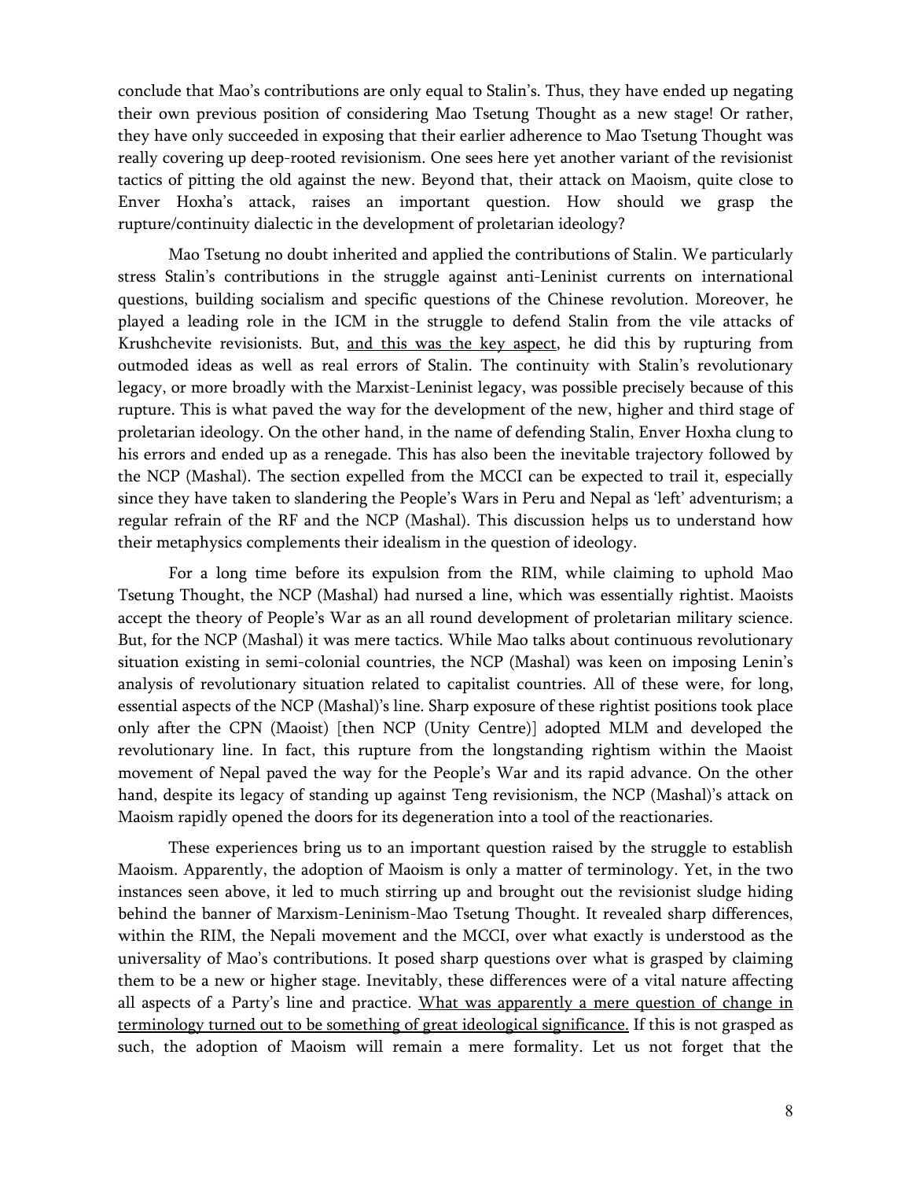conclude that Mao's contributions are only equal to Stalin's. Thus, they have ended up negating their own previous position of considering Mao Tsetung Thought as a new stage! Or rather, they have only succeeded in exposing that their earlier adherence to Mao Tsetung Thought was really covering up deep-rooted revisionism. One sees here yet another variant of the revisionist tactics of pitting the old against the new. Beyond that, their attack on Maoism, quite close to Enver Hoxha's attack, raises an important question. How should we grasp the rupture/continuity dialectic in the development of proletarian ideology?

Mao Tsetung no doubt inherited and applied the contributions of Stalin. We particularly stress Stalin's contributions in the struggle against anti-Leninist currents on international questions, building socialism and specific questions of the Chinese revolution. Moreover, he played a leading role in the ICM in the struggle to defend Stalin from the vile attacks of Krushchevite revisionists. But, <u>and this was the key aspect</u>, he did this by rupturing from outmoded ideas as well as real errors of Stalin. The continuity with Stalin's revolutionary legacy, or more broadly with the Marxist-Leninist legacy, was possible precisely because of this rupture. This is what paved the way for the development of the new, higher and third stage of proletarian ideology. On the other hand, in the name of defending Stalin, Enver Hoxha clung to his errors and ended up as a renegade. This has also been the inevitable trajectory followed by the NCP (Mashal). The section expelled from the MCCI can be expected to trail it, especially since they have taken to slandering the People's Wars in Peru and Nepal as 'left' adventurism; a regular refrain of the RF and the NCP (Mashal). This discussion helps us to understand how their metaphysics complements their idealism in the question of ideology.

For a long time before its expulsion from the RIM, while claiming to uphold Mao Tsetung Thought, the NCP (Mashal) had nursed a line, which was essentially rightist. Maoists accept the theory of People's War as an all round development of proletarian military science. But, for the NCP (Mashal) it was mere tactics. While Mao talks about continuous revolutionary situation existing in semi-colonial countries, the NCP (Mashal) was keen on imposing Lenin's analysis of revolutionary situation related to capitalist countries. All of these were, for long, essential aspects of the NCP (Mashal)'s line. Sharp exposure of these rightist positions took place only after the CPN (Maoist) [then NCP (Unity Centre)] adopted MLM and developed the revolutionary line. In fact, this rupture from the longstanding rightism within the Maoist movement of Nepal paved the way for the People's War and its rapid advance. On the other hand, despite its legacy of standing up against Teng revisionism, the NCP (Mashal)'s attack on Maoism rapidly opened the doors for its degeneration into a tool of the reactionaries.

These experiences bring us to an important question raised by the struggle to establish Maoism. Apparently, the adoption of Maoism is only a matter of terminology. Yet, in the two instances seen above, it led to much stirring up and brought out the revisionist sludge hiding behind the banner of Marxism-Leninism-Mao Tsetung Thought. It revealed sharp differences, within the RIM, the Nepali movement and the MCCI, over what exactly is understood as the universality of Mao's contributions. It posed sharp questions over what is grasped by claiming them to be a new or higher stage. Inevitably, these differences were of a vital nature affecting all aspects of a Party's line and practice. <u>What was apparently a mere question of change in terminology turned out to be something of great ideological significance.</u> If this is not grasped as such, the adoption of Maoism will remain a mere formality. Let us not forget that the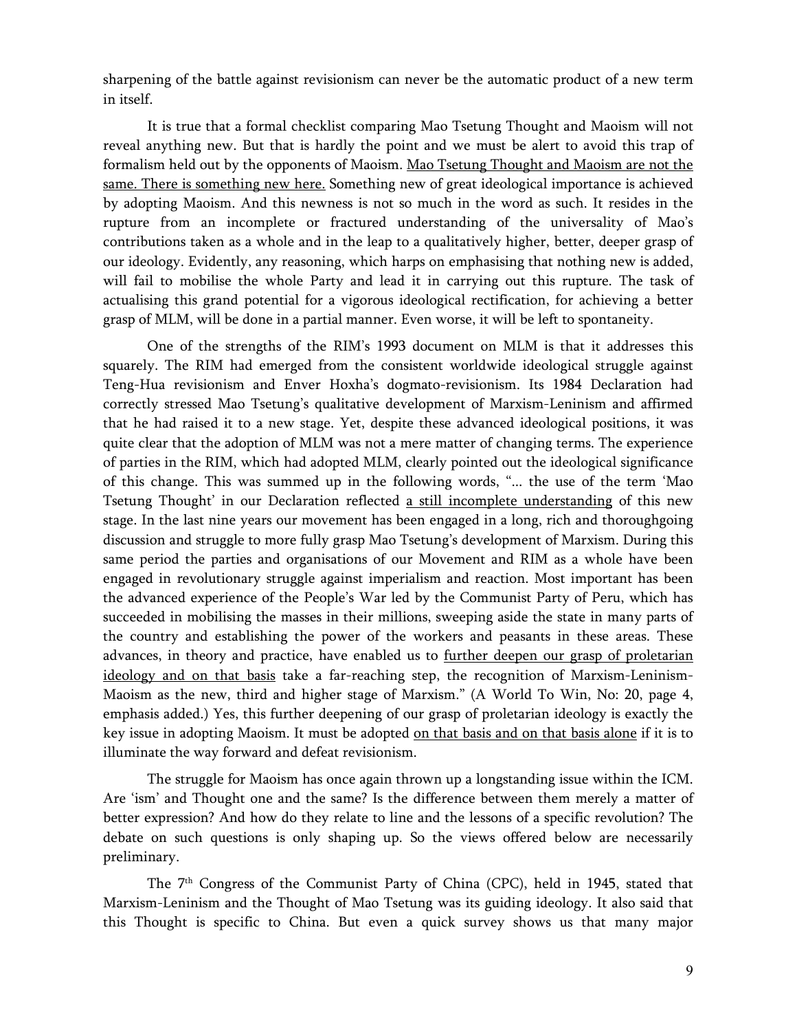sharpening of the battle against revisionism can never be the automatic product of a new term in itself.

It is true that a formal checklist comparing Mao Tsetung Thought and Maoism will not reveal anything new. But that is hardly the point and we must be alert to avoid this trap of formalism held out by the opponents of Maoism. <u>Mao Tsetung Thought and Maoism are not the same. There is something new here.</u> Something new of great ideological importance is achieved by adopting Maoism. And this newness is not so much in the word as such. It resides in the rupture from an incomplete or fractured understanding of the universality of Mao's contributions taken as a whole and in the leap to a qualitatively higher, better, deeper grasp of our ideology. Evidently, any reasoning, which harps on emphasising that nothing new is added, will fail to mobilise the whole Party and lead it in carrying out this rupture. The task of actualising this grand potential for a vigorous ideological rectification, for achieving a better grasp of MLM, will be done in a partial manner. Even worse, it will be left to spontaneity.

One of the strengths of the RIM's 1993 document on MLM is that it addresses this squarely. The RIM had emerged from the consistent worldwide ideological struggle against Teng-Hua revisionism and Enver Hoxha's dogmato-revisionism. Its 1984 Declaration had correctly stressed Mao Tsetung's qualitative development of Marxism-Leninism and affirmed that he had raised it to a new stage. Yet, despite these advanced ideological positions, it was quite clear that the adoption of MLM was not a mere matter of changing terms. The experience of parties in the RIM, which had adopted MLM, clearly pointed out the ideological significance of this change. This was summed up in the following words, "... the use of the term 'Mao Tsetung Thought' in our Declaration reflected <u>a still incomplete understanding</u> of this new stage. In the last nine years our movement has been engaged in a long, rich and thoroughgoing discussion and struggle to more fully grasp Mao Tsetung's development of Marxism. During this same period the parties and organisations of our Movement and RIM as a whole have been engaged in revolutionary struggle against imperialism and reaction. Most important has been the advanced experience of the People's War led by the Communist Party of Peru, which has succeeded in mobilising the masses in their millions, sweeping aside the state in many parts of the country and establishing the power of the workers and peasants in these areas. These advances, in theory and practice, have enabled us to <u>further deepen our grasp of proletarian ideology and on that basis</u> take a far-reaching step, the recognition of Marxism-Leninism-Maoism as the new, third and higher stage of Marxism." (A World To Win, No: 20, page 4, emphasis added.) Yes, this further deepening of our grasp of proletarian ideology is exactly the key issue in adopting Maoism. It must be adopted <u>on that basis and on that basis alone</u> if it is to illuminate the way forward and defeat revisionism.

The struggle for Maoism has once again thrown up a longstanding issue within the ICM. Are 'ism' and Thought one and the same? Is the difference between them merely a matter of better expression? And how do they relate to line and the lessons of a specific revolution? The debate on such questions is only shaping up. So the views offered below are necessarily preliminary.

The 7th Congress of the Communist Party of China (CPC), held in 1945, stated that Marxism-Leninism and the Thought of Mao Tsetung was its guiding ideology. It also said that this Thought is specific to China. But even a quick survey shows us that many major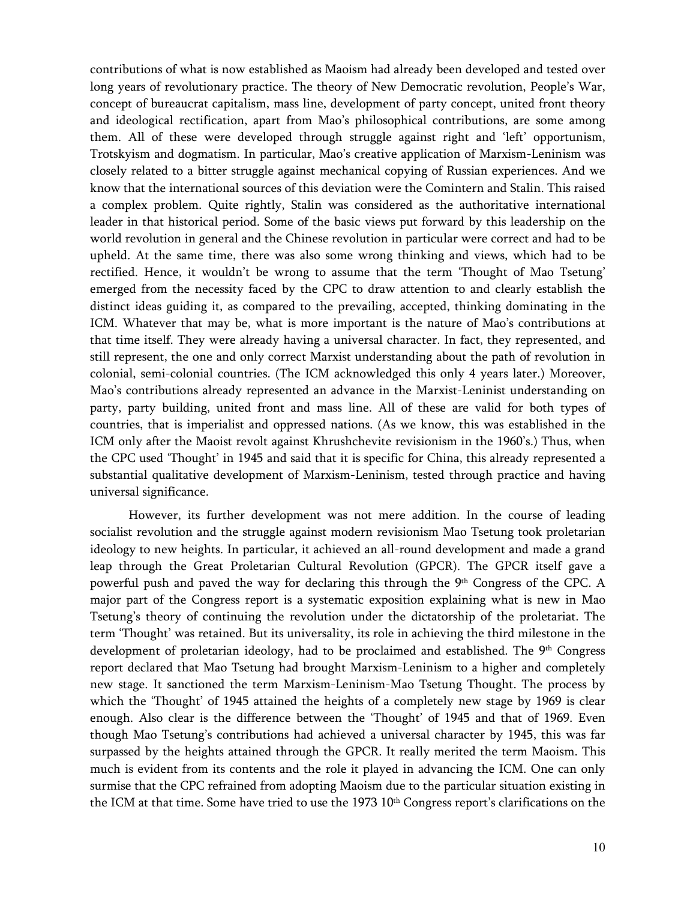contributions of what is now established as Maoism had already been developed and tested over long years of revolutionary practice. The theory of New Democratic revolution, People's War, concept of bureaucrat capitalism, mass line, development of party concept, united front theory and ideological rectification, apart from Mao's philosophical contributions, are some among them. All of these were developed through struggle against right and 'left' opportunism, Trotskyism and dogmatism. In particular, Mao's creative application of Marxism-Leninism was closely related to a bitter struggle against mechanical copying of Russian experiences. And we know that the international sources of this deviation were the Comintern and Stalin. This raised a complex problem. Quite rightly, Stalin was considered as the authoritative international leader in that historical period. Some of the basic views put forward by this leadership on the world revolution in general and the Chinese revolution in particular were correct and had to be upheld. At the same time, there was also some wrong thinking and views, which had to be rectified. Hence, it wouldn't be wrong to assume that the term 'Thought of Mao Tsetung' emerged from the necessity faced by the CPC to draw attention to and clearly establish the distinct ideas guiding it, as compared to the prevailing, accepted, thinking dominating in the ICM. Whatever that may be, what is more important is the nature of Mao's contributions at that time itself. They were already having a universal character. In fact, they represented, and still represent, the one and only correct Marxist understanding about the path of revolution in colonial, semi-colonial countries. (The ICM acknowledged this only 4 years later.) Moreover, Mao's contributions already represented an advance in the Marxist-Leninist understanding on party, party building, united front and mass line. All of these are valid for both types of countries, that is imperialist and oppressed nations. (As we know, this was established in the ICM only after the Maoist revolt against Khrushchevite revisionism in the 1960's.) Thus, when the CPC used 'Thought' in 1945 and said that it is specific for China, this already represented a substantial qualitative development of Marxism-Leninism, tested through practice and having universal significance.

However, its further development was not mere addition. In the course of leading socialist revolution and the struggle against modern revisionism Mao Tsetung took proletarian ideology to new heights. In particular, it achieved an all-round development and made a grand leap through the Great Proletarian Cultural Revolution (GPCR). The GPCR itself gave a powerful push and paved the way for declaring this through the 9th Congress of the CPC. A major part of the Congress report is a systematic exposition explaining what is new in Mao Tsetung's theory of continuing the revolution under the dictatorship of the proletariat. The term 'Thought' was retained. But its universality, its role in achieving the third milestone in the development of proletarian ideology, had to be proclaimed and established. The 9th Congress report declared that Mao Tsetung had brought Marxism-Leninism to a higher and completely new stage. It sanctioned the term Marxism-Leninism-Mao Tsetung Thought. The process by which the 'Thought' of 1945 attained the heights of a completely new stage by 1969 is clear enough. Also clear is the difference between the 'Thought' of 1945 and that of 1969. Even though Mao Tsetung's contributions had achieved a universal character by 1945, this was far surpassed by the heights attained through the GPCR. It really merited the term Maoism. This much is evident from its contents and the role it played in advancing the ICM. One can only surmise that the CPC refrained from adopting Maoism due to the particular situation existing in the ICM at that time. Some have tried to use the 1973 10th Congress report's clarifications on the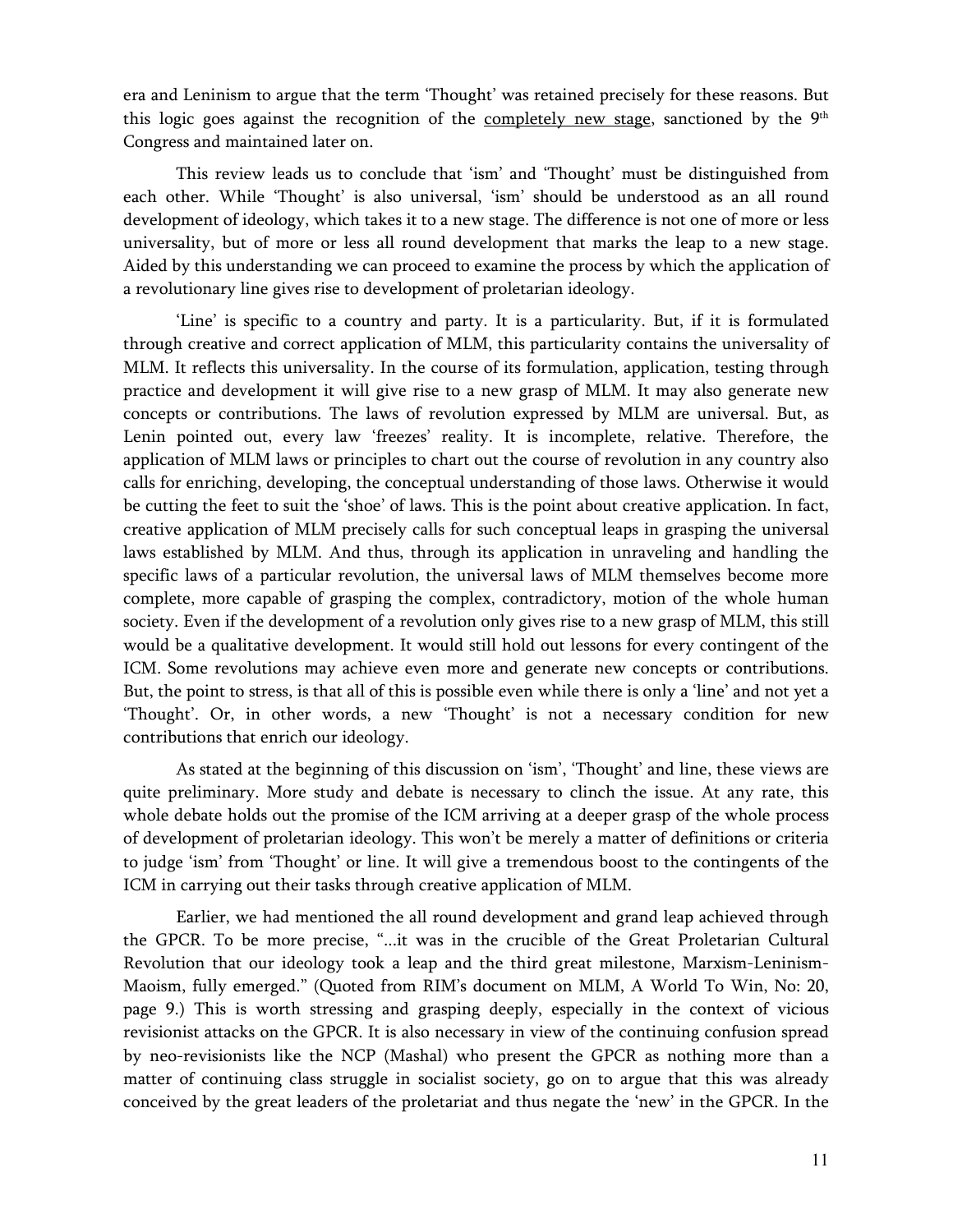era and Leninism to argue that the term 'Thought' was retained precisely for these reasons. But this logic goes against the recognition of the completely new stage, sanctioned by the 9th Congress and maintained later on.

This review leads us to conclude that 'ism' and 'Thought' must be distinguished from each other. While 'Thought' is also universal, 'ism' should be understood as an all round development of ideology, which takes it to a new stage. The difference is not one of more or less universality, but of more or less all round development that marks the leap to a new stage. Aided by this understanding we can proceed to examine the process by which the application of a revolutionary line gives rise to development of proletarian ideology.

'Line' is specific to a country and party. It is a particularity. But, if it is formulated through creative and correct application of MLM, this particularity contains the universality of MLM. It reflects this universality. In the course of its formulation, application, testing through practice and development it will give rise to a new grasp of MLM. It may also generate new concepts or contributions. The laws of revolution expressed by MLM are universal. But, as Lenin pointed out, every law 'freezes' reality. It is incomplete, relative. Therefore, the application of MLM laws or principles to chart out the course of revolution in any country also calls for enriching, developing, the conceptual understanding of those laws. Otherwise it would be cutting the feet to suit the 'shoe' of laws. This is the point about creative application. In fact, creative application of MLM precisely calls for such conceptual leaps in grasping the universal laws established by MLM. And thus, through its application in unraveling and handling the specific laws of a particular revolution, the universal laws of MLM themselves become more complete, more capable of grasping the complex, contradictory, motion of the whole human society. Even if the development of a revolution only gives rise to a new grasp of MLM, this still would be a qualitative development. It would still hold out lessons for every contingent of the ICM. Some revolutions may achieve even more and generate new concepts or contributions. But, the point to stress, is that all of this is possible even while there is only a 'line' and not yet a 'Thought'. Or, in other words, a new 'Thought' is not a necessary condition for new contributions that enrich our ideology.

As stated at the beginning of this discussion on 'ism', 'Thought' and line, these views are quite preliminary. More study and debate is necessary to clinch the issue. At any rate, this whole debate holds out the promise of the ICM arriving at a deeper grasp of the whole process of development of proletarian ideology. This won't be merely a matter of definitions or criteria to judge 'ism' from 'Thought' or line. It will give a tremendous boost to the contingents of the ICM in carrying out their tasks through creative application of MLM.

Earlier, we had mentioned the all round development and grand leap achieved through the GPCR. To be more precise, "...it was in the crucible of the Great Proletarian Cultural Revolution that our ideology took a leap and the third great milestone, Marxism-Leninism-Maoism, fully emerged." (Quoted from RIM's document on MLM, A World To Win, No: 20, page 9.) This is worth stressing and grasping deeply, especially in the context of vicious revisionist attacks on the GPCR. It is also necessary in view of the continuing confusion spread by neo-revisionists like the NCP (Mashal) who present the GPCR as nothing more than a matter of continuing class struggle in socialist society, go on to argue that this was already conceived by the great leaders of the proletariat and thus negate the 'new' in the GPCR. In the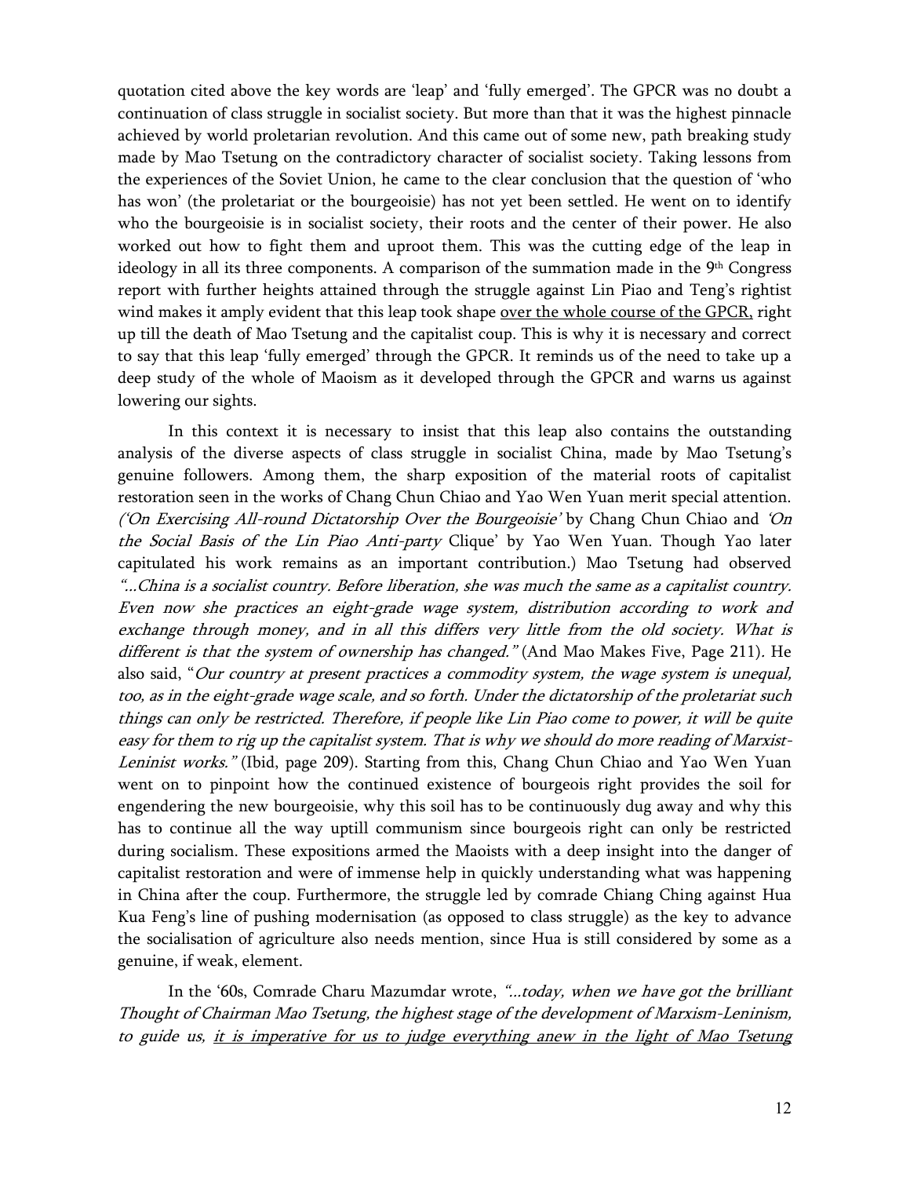quotation cited above the key words are 'leap' and 'fully emerged'. The GPCR was no doubt a continuation of class struggle in socialist society. But more than that it was the highest pinnacle achieved by world proletarian revolution. And this came out of some new, path breaking study made by Mao Tsetung on the contradictory character of socialist society. Taking lessons from the experiences of the Soviet Union, he came to the clear conclusion that the question of 'who has won' (the proletariat or the bourgeoisie) has not yet been settled. He went on to identify who the bourgeoisie is in socialist society, their roots and the center of their power. He also worked out how to fight them and uproot them. This was the cutting edge of the leap in ideology in all its three components. A comparison of the summation made in the 9th Congress report with further heights attained through the struggle against Lin Piao and Teng's rightist wind makes it amply evident that this leap took shape <u>over the whole course of the GPCR,</u> right up till the death of Mao Tsetung and the capitalist coup. This is why it is necessary and correct to say that this leap 'fully emerged' through the GPCR. It reminds us of the need to take up a deep study of the whole of Maoism as it developed through the GPCR and warns us against lowering our sights.

In this context it is necessary to insist that this leap also contains the outstanding analysis of the diverse aspects of class struggle in socialist China, made by Mao Tsetung's genuine followers. Among them, the sharp exposition of the material roots of capitalist restoration seen in the works of Chang Chun Chiao and Yao Wen Yuan merit special attention. *('On Exercising All-round Dictatorship Over the Bourgeoisie'* by Chang Chun Chiao and *'On the Social Basis of the Lin Piao Anti-party* Clique' by Yao Wen Yuan. Though Yao later capitulated his work remains as an important contribution.) Mao Tsetung had observed *"...China is a socialist country. Before liberation, she was much the same as a capitalist country. Even now she practices an eight-grade wage system, distribution according to work and exchange through money, and in all this differs very little from the old society. What is different is that the system of ownership has changed."* (And Mao Makes Five, Page 211). He also said, "*Our country at present practices a commodity system, the wage system is unequal, too, as in the eight-grade wage scale, and so forth. Under the dictatorship of the proletariat such things can only be restricted. Therefore, if people like Lin Piao come to power, it will be quite easy for them to rig up the capitalist system. That is why we should do more reading of Marxist-Leninist works."* (Ibid, page 209). Starting from this, Chang Chun Chiao and Yao Wen Yuan went on to pinpoint how the continued existence of bourgeois right provides the soil for engendering the new bourgeoisie, why this soil has to be continuously dug away and why this has to continue all the way uptill communism since bourgeois right can only be restricted during socialism. These expositions armed the Maoists with a deep insight into the danger of capitalist restoration and were of immense help in quickly understanding what was happening in China after the coup. Furthermore, the struggle led by comrade Chiang Ching against Hua Kua Feng's line of pushing modernisation (as opposed to class struggle) as the key to advance the socialisation of agriculture also needs mention, since Hua is still considered by some as a genuine, if weak, element.

In the '60s, Comrade Charu Mazumdar wrote, *"...today, when we have got the brilliant Thought of Chairman Mao Tsetung, the highest stage of the development of Marxism-Leninism, to guide us, <u>it is imperative for us to judge everything anew in the light of Mao Tsetung</u>*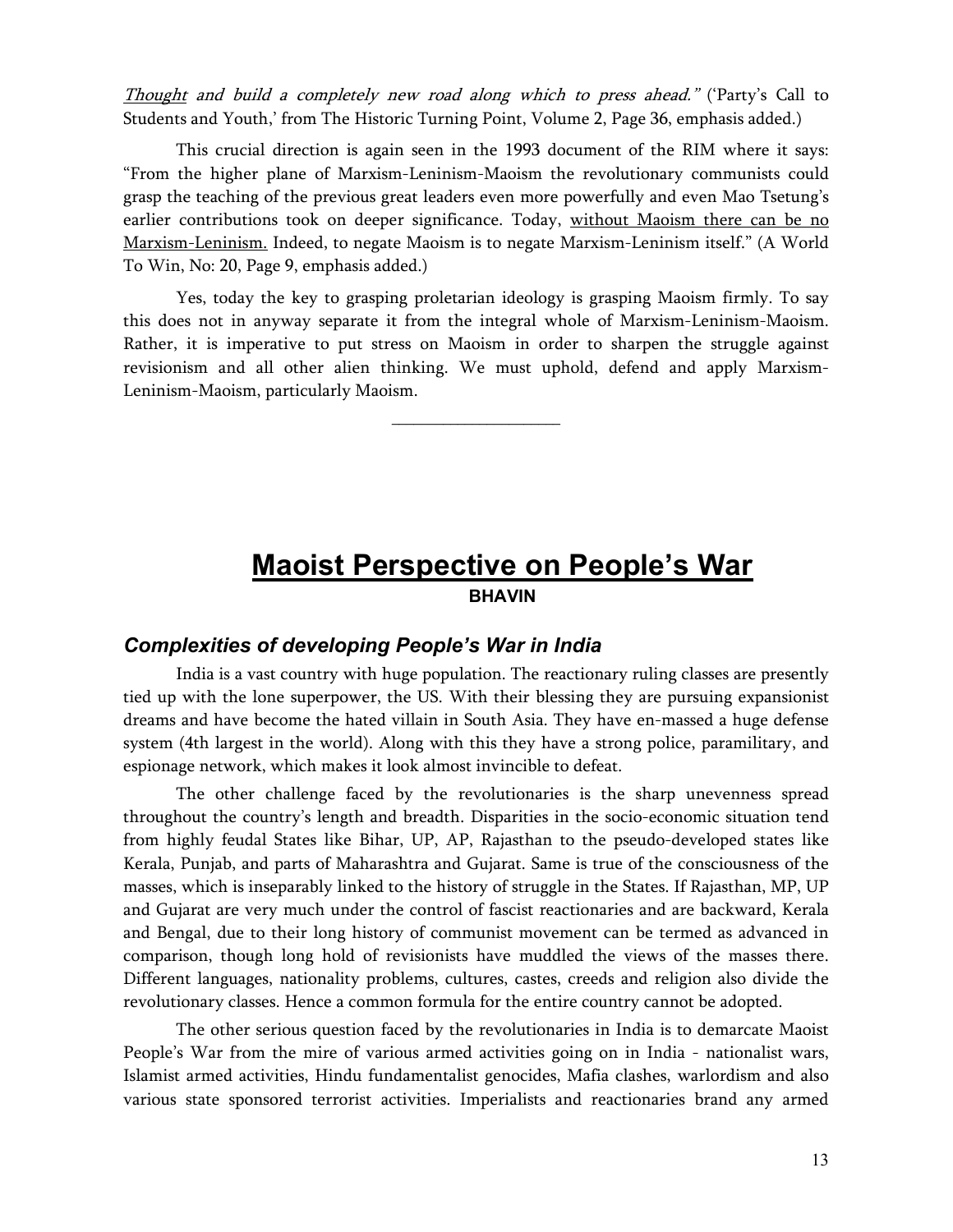*<u>Thought</u> and build a completely new road along which to press ahead."* ('Party's Call to Students and Youth,' from The Historic Turning Point, Volume 2, Page 36, emphasis added.)

This crucial direction is again seen in the 1993 document of the RIM where it says: "From the higher plane of Marxism-Leninism-Maoism the revolutionary communists could grasp the teaching of the previous great leaders even more powerfully and even Mao Tsetung's earlier contributions took on deeper significance. Today, <u>without Maoism there can be no Marxism-Leninism.</u> Indeed, to negate Maoism is to negate Marxism-Leninism itself." (A World To Win, No: 20, Page 9, emphasis added.)

Yes, today the key to grasping proletarian ideology is grasping Maoism firmly. To say this does not in anyway separate it from the integral whole of Marxism-Leninism-Maoism. Rather, it is imperative to put stress on Maoism in order to sharpen the struggle against revisionism and all other alien thinking. We must uphold, defend and apply Marxism-Leninism-Maoism, particularly Maoism.

---

# Maoist Perspective on People's War

**BHAVIN**

### *Complexities of developing People's War in India*

India is a vast country with huge population. The reactionary ruling classes are presently tied up with the lone superpower, the US. With their blessing they are pursuing expansionist dreams and have become the hated villain in South Asia. They have en-massed a huge defense system (4th largest in the world). Along with this they have a strong police, paramilitary, and espionage network, which makes it look almost invincible to defeat.

The other challenge faced by the revolutionaries is the sharp unevenness spread throughout the country's length and breadth. Disparities in the socio-economic situation tend from highly feudal States like Bihar, UP, AP, Rajasthan to the pseudo-developed states like Kerala, Punjab, and parts of Maharashtra and Gujarat. Same is true of the consciousness of the masses, which is inseparably linked to the history of struggle in the States. If Rajasthan, MP, UP and Gujarat are very much under the control of fascist reactionaries and are backward, Kerala and Bengal, due to their long history of communist movement can be termed as advanced in comparison, though long hold of revisionists have muddled the views of the masses there. Different languages, nationality problems, cultures, castes, creeds and religion also divide the revolutionary classes. Hence a common formula for the entire country cannot be adopted.

The other serious question faced by the revolutionaries in India is to demarcate Maoist People's War from the mire of various armed activities going on in India - nationalist wars, Islamist armed activities, Hindu fundamentalist genocides, Mafia clashes, warlordism and also various state sponsored terrorist activities. Imperialists and reactionaries brand any armed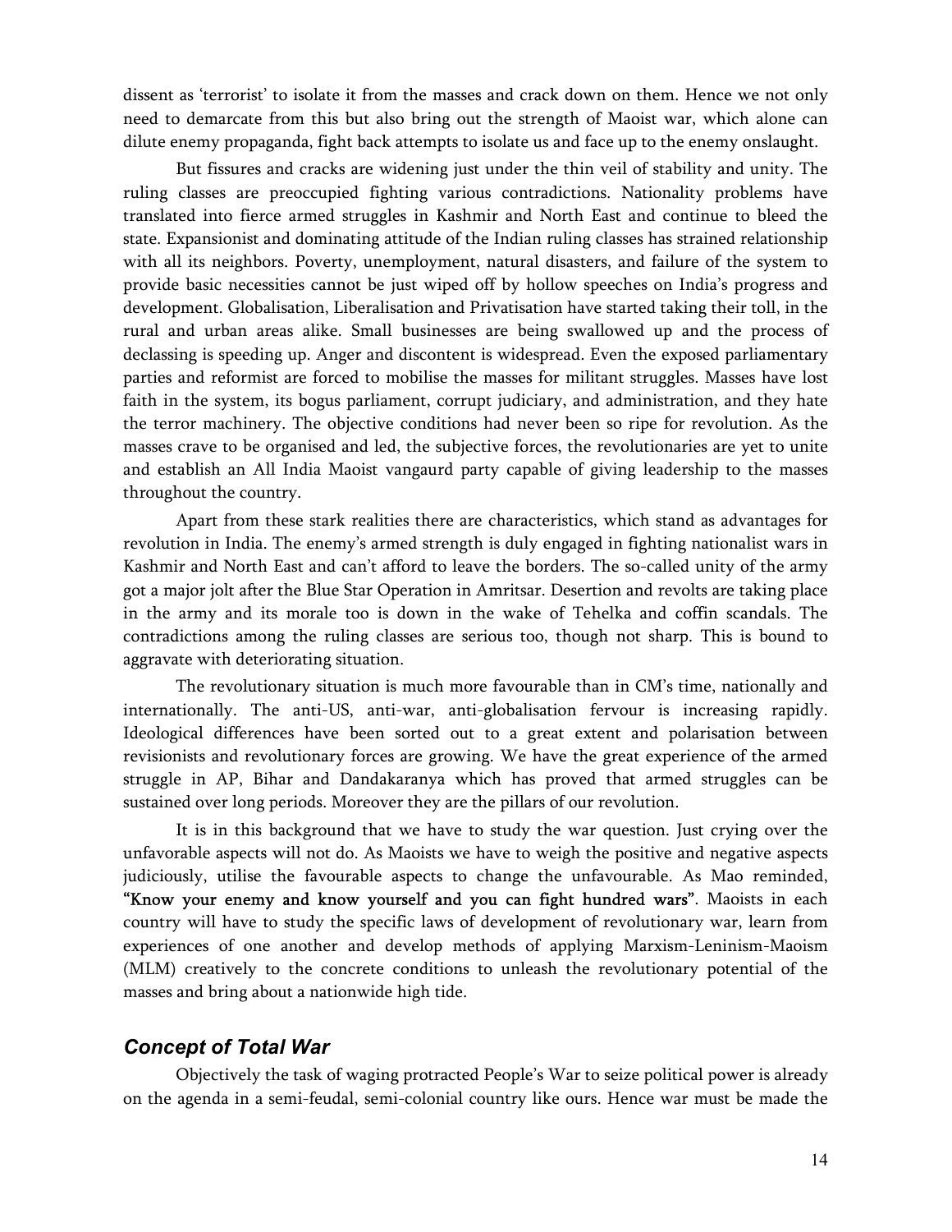dissent as 'terrorist' to isolate it from the masses and crack down on them. Hence we not only need to demarcate from this but also bring out the strength of Maoist war, which alone can dilute enemy propaganda, fight back attempts to isolate us and face up to the enemy onslaught.

But fissures and cracks are widening just under the thin veil of stability and unity. The ruling classes are preoccupied fighting various contradictions. Nationality problems have translated into fierce armed struggles in Kashmir and North East and continue to bleed the state. Expansionist and dominating attitude of the Indian ruling classes has strained relationship with all its neighbors. Poverty, unemployment, natural disasters, and failure of the system to provide basic necessities cannot be just wiped off by hollow speeches on India's progress and development. Globalisation, Liberalisation and Privatisation have started taking their toll, in the rural and urban areas alike. Small businesses are being swallowed up and the process of declassing is speeding up. Anger and discontent is widespread. Even the exposed parliamentary parties and reformist are forced to mobilise the masses for militant struggles. Masses have lost faith in the system, its bogus parliament, corrupt judiciary, and administration, and they hate the terror machinery. The objective conditions had never been so ripe for revolution. As the masses crave to be organised and led, the subjective forces, the revolutionaries are yet to unite and establish an All India Maoist vangaurd party capable of giving leadership to the masses throughout the country.

Apart from these stark realities there are characteristics, which stand as advantages for revolution in India. The enemy's armed strength is duly engaged in fighting nationalist wars in Kashmir and North East and can't afford to leave the borders. The so-called unity of the army got a major jolt after the Blue Star Operation in Amritsar. Desertion and revolts are taking place in the army and its morale too is down in the wake of Tehelka and coffin scandals. The contradictions among the ruling classes are serious too, though not sharp. This is bound to aggravate with deteriorating situation.

The revolutionary situation is much more favourable than in CM's time, nationally and internationally. The anti-US, anti-war, anti-globalisation fervour is increasing rapidly. Ideological differences have been sorted out to a great extent and polarisation between revisionists and revolutionary forces are growing. We have the great experience of the armed struggle in AP, Bihar and Dandakaranya which has proved that armed struggles can be sustained over long periods. Moreover they are the pillars of our revolution.

It is in this background that we have to study the war question. Just crying over the unfavorable aspects will not do. As Maoists we have to weigh the positive and negative aspects judiciously, utilise the favourable aspects to change the unfavourable. As Mao reminded, **"Know your enemy and know yourself and you can fight hundred wars"**. Maoists in each country will have to study the specific laws of development of revolutionary war, learn from experiences of one another and develop methods of applying Marxism-Leninism-Maoism (MLM) creatively to the concrete conditions to unleash the revolutionary potential of the masses and bring about a nationwide high tide.

## *Concept of Total War*

Objectively the task of waging protracted People's War to seize political power is already on the agenda in a semi-feudal, semi-colonial country like ours. Hence war must be made the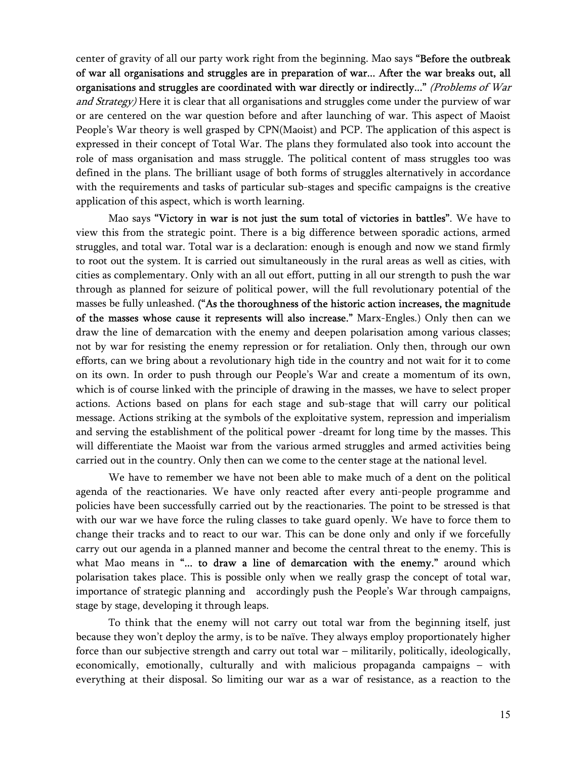center of gravity of all our party work right from the beginning. Mao says **"Before the outbreak of war all organisations and struggles are in preparation of war... After the war breaks out, all organisations and struggles are coordinated with war directly or indirectly..."** *(Problems of War and Strategy)* Here it is clear that all organisations and struggles come under the purview of war or are centered on the war question before and after launching of war. This aspect of Maoist People's War theory is well grasped by CPN(Maoist) and PCP. The application of this aspect is expressed in their concept of Total War. The plans they formulated also took into account the role of mass organisation and mass struggle. The political content of mass struggles too was defined in the plans. The brilliant usage of both forms of struggles alternatively in accordance with the requirements and tasks of particular sub-stages and specific campaigns is the creative application of this aspect, which is worth learning.

Mao says **"Victory in war is not just the sum total of victories in battles"**. We have to view this from the strategic point. There is a big difference between sporadic actions, armed struggles, and total war. Total war is a declaration: enough is enough and now we stand firmly to root out the system. It is carried out simultaneously in the rural areas as well as cities, with cities as complementary. Only with an all out effort, putting in all our strength to push the war through as planned for seizure of political power, will the full revolutionary potential of the masses be fully unleashed. (**"As the thoroughness of the historic action increases, the magnitude of the masses whose cause it represents will also increase."** Marx-Engles.) Only then can we draw the line of demarcation with the enemy and deepen polarisation among various classes; not by war for resisting the enemy repression or for retaliation. Only then, through our own efforts, can we bring about a revolutionary high tide in the country and not wait for it to come on its own. In order to push through our People's War and create a momentum of its own, which is of course linked with the principle of drawing in the masses, we have to select proper actions. Actions based on plans for each stage and sub-stage that will carry our political message. Actions striking at the symbols of the exploitative system, repression and imperialism and serving the establishment of the political power -dreamt for long time by the masses. This will differentiate the Maoist war from the various armed struggles and armed activities being carried out in the country. Only then can we come to the center stage at the national level.

We have to remember we have not been able to make much of a dent on the political agenda of the reactionaries. We have only reacted after every anti-people programme and policies have been successfully carried out by the reactionaries. The point to be stressed is that with our war we have force the ruling classes to take guard openly. We have to force them to change their tracks and to react to our war. This can be done only and only if we forcefully carry out our agenda in a planned manner and become the central threat to the enemy. This is what Mao means in **"... to draw a line of demarcation with the enemy."** around which polarisation takes place. This is possible only when we really grasp the concept of total war, importance of strategic planning and accordingly push the People's War through campaigns, stage by stage, developing it through leaps.

To think that the enemy will not carry out total war from the beginning itself, just because they won't deploy the army, is to be naïve. They always employ proportionately higher force than our subjective strength and carry out total war – militarily, politically, ideologically, economically, emotionally, culturally and with malicious propaganda campaigns – with everything at their disposal. So limiting our war as a war of resistance, as a reaction to the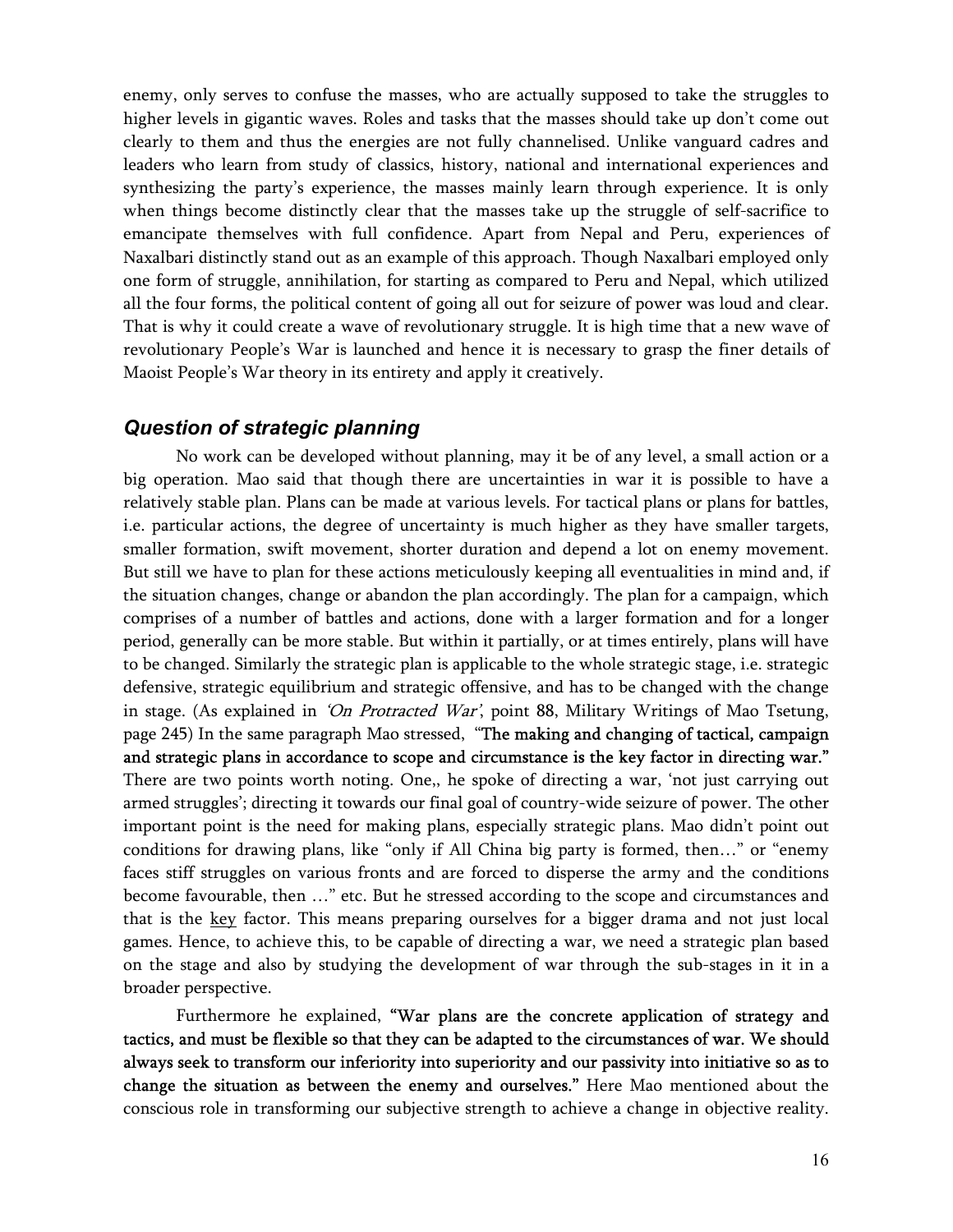enemy, only serves to confuse the masses, who are actually supposed to take the struggles to higher levels in gigantic waves. Roles and tasks that the masses should take up don't come out clearly to them and thus the energies are not fully channelised. Unlike vanguard cadres and leaders who learn from study of classics, history, national and international experiences and synthesizing the party's experience, the masses mainly learn through experience. It is only when things become distinctly clear that the masses take up the struggle of self-sacrifice to emancipate themselves with full confidence. Apart from Nepal and Peru, experiences of Naxalbari distinctly stand out as an example of this approach. Though Naxalbari employed only one form of struggle, annihilation, for starting as compared to Peru and Nepal, which utilized all the four forms, the political content of going all out for seizure of power was loud and clear. That is why it could create a wave of revolutionary struggle. It is high time that a new wave of revolutionary People's War is launched and hence it is necessary to grasp the finer details of Maoist People's War theory in its entirety and apply it creatively.

## *Question of strategic planning*

No work can be developed without planning, may it be of any level, a small action or a big operation. Mao said that though there are uncertainties in war it is possible to have a relatively stable plan. Plans can be made at various levels. For tactical plans or plans for battles, i.e. particular actions, the degree of uncertainty is much higher as they have smaller targets, smaller formation, swift movement, shorter duration and depend a lot on enemy movement. But still we have to plan for these actions meticulously keeping all eventualities in mind and, if the situation changes, change or abandon the plan accordingly. The plan for a campaign, which comprises of a number of battles and actions, done with a larger formation and for a longer period, generally can be more stable. But within it partially, or at times entirely, plans will have to be changed. Similarly the strategic plan is applicable to the whole strategic stage, i.e. strategic defensive, strategic equilibrium and strategic offensive, and has to be changed with the change in stage. (As explained in *'On Protracted War'*, point 88, Military Writings of Mao Tsetung, page 245) In the same paragraph Mao stressed, **"The making and changing of tactical, campaign and strategic plans in accordance to scope and circumstance is the key factor in directing war."** There are two points worth noting. One,, he spoke of directing a war, 'not just carrying out armed struggles'; directing it towards our final goal of country-wide seizure of power. The other important point is the need for making plans, especially strategic plans. Mao didn't point out conditions for drawing plans, like "only if All China big party is formed, then…" or "enemy faces stiff struggles on various fronts and are forced to disperse the army and the conditions become favourable, then …" etc. But he stressed according to the scope and circumstances and that is the <u>key</u> factor. This means preparing ourselves for a bigger drama and not just local games. Hence, to achieve this, to be capable of directing a war, we need a strategic plan based on the stage and also by studying the development of war through the sub-stages in it in a broader perspective.

Furthermore he explained, **"War plans are the concrete application of strategy and tactics, and must be flexible so that they can be adapted to the circumstances of war. We should always seek to transform our inferiority into superiority and our passivity into initiative so as to change the situation as between the enemy and ourselves."** Here Mao mentioned about the conscious role in transforming our subjective strength to achieve a change in objective reality.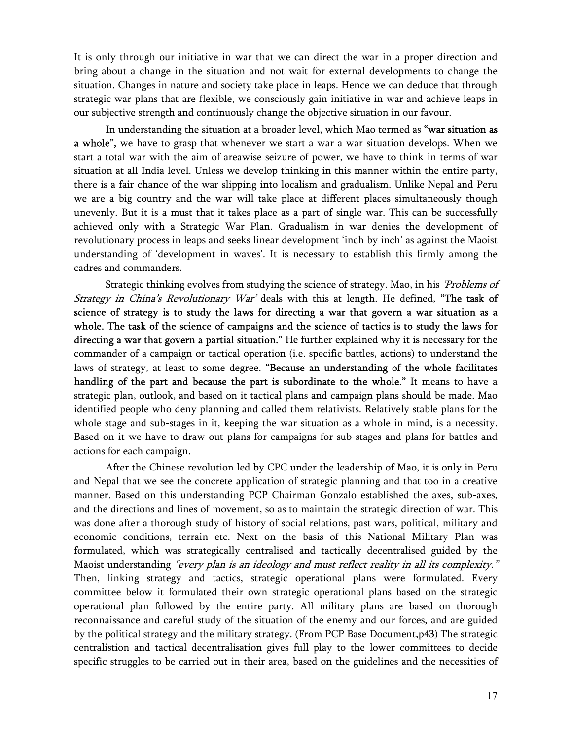It is only through our initiative in war that we can direct the war in a proper direction and bring about a change in the situation and not wait for external developments to change the situation. Changes in nature and society take place in leaps. Hence we can deduce that through strategic war plans that are flexible, we consciously gain initiative in war and achieve leaps in our subjective strength and continuously change the objective situation in our favour.

In understanding the situation at a broader level, which Mao termed as **"war situation as a whole",** we have to grasp that whenever we start a war a war situation develops. When we start a total war with the aim of areawise seizure of power, we have to think in terms of war situation at all India level. Unless we develop thinking in this manner within the entire party, there is a fair chance of the war slipping into localism and gradualism. Unlike Nepal and Peru we are a big country and the war will take place at different places simultaneously though unevenly. But it is a must that it takes place as a part of single war. This can be successfully achieved only with a Strategic War Plan. Gradualism in war denies the development of revolutionary process in leaps and seeks linear development 'inch by inch' as against the Maoist understanding of 'development in waves'. It is necessary to establish this firmly among the cadres and commanders.

Strategic thinking evolves from studying the science of strategy. Mao, in his *'Problems of Strategy in China's Revolutionary War'* deals with this at length. He defined, **"The task of science of strategy is to study the laws for directing a war that govern a war situation as a whole. The task of the science of campaigns and the science of tactics is to study the laws for directing a war that govern a partial situation."** He further explained why it is necessary for the commander of a campaign or tactical operation (i.e. specific battles, actions) to understand the laws of strategy, at least to some degree. **"Because an understanding of the whole facilitates handling of the part and because the part is subordinate to the whole."** It means to have a strategic plan, outlook, and based on it tactical plans and campaign plans should be made. Mao identified people who deny planning and called them relativists. Relatively stable plans for the whole stage and sub-stages in it, keeping the war situation as a whole in mind, is a necessity. Based on it we have to draw out plans for campaigns for sub-stages and plans for battles and actions for each campaign.

After the Chinese revolution led by CPC under the leadership of Mao, it is only in Peru and Nepal that we see the concrete application of strategic planning and that too in a creative manner. Based on this understanding PCP Chairman Gonzalo established the axes, sub-axes, and the directions and lines of movement, so as to maintain the strategic direction of war. This was done after a thorough study of history of social relations, past wars, political, military and economic conditions, terrain etc. Next on the basis of this National Military Plan was formulated, which was strategically centralised and tactically decentralised guided by the Maoist understanding *"every plan is an ideology and must reflect reality in all its complexity."* Then, linking strategy and tactics, strategic operational plans were formulated. Every committee below it formulated their own strategic operational plans based on the strategic operational plan followed by the entire party. All military plans are based on thorough reconnaissance and careful study of the situation of the enemy and our forces, and are guided by the political strategy and the military strategy. (From PCP Base Document,p43) The strategic centralistion and tactical decentralisation gives full play to the lower committees to decide specific struggles to be carried out in their area, based on the guidelines and the necessities of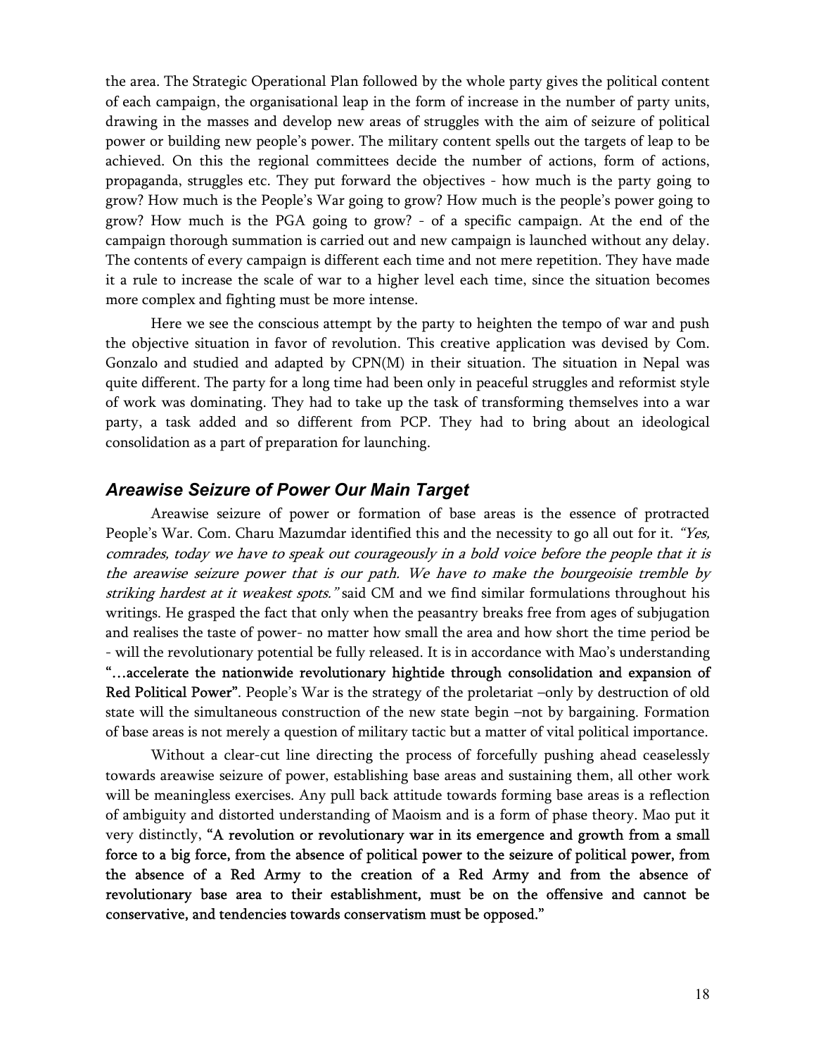the area. The Strategic Operational Plan followed by the whole party gives the political content of each campaign, the organisational leap in the form of increase in the number of party units, drawing in the masses and develop new areas of struggles with the aim of seizure of political power or building new people's power. The military content spells out the targets of leap to be achieved. On this the regional committees decide the number of actions, form of actions, propaganda, struggles etc. They put forward the objectives - how much is the party going to grow? How much is the People's War going to grow? How much is the people's power going to grow? How much is the PGA going to grow? - of a specific campaign. At the end of the campaign thorough summation is carried out and new campaign is launched without any delay. The contents of every campaign is different each time and not mere repetition. They have made it a rule to increase the scale of war to a higher level each time, since the situation becomes more complex and fighting must be more intense.

Here we see the conscious attempt by the party to heighten the tempo of war and push the objective situation in favor of revolution. This creative application was devised by Com. Gonzalo and studied and adapted by CPN(M) in their situation. The situation in Nepal was quite different. The party for a long time had been only in peaceful struggles and reformist style of work was dominating. They had to take up the task of transforming themselves into a war party, a task added and so different from PCP. They had to bring about an ideological consolidation as a part of preparation for launching.

## *Areawise Seizure of Power Our Main Target*

Areawise seizure of power or formation of base areas is the essence of protracted People's War. Com. Charu Mazumdar identified this and the necessity to go all out for it. *"Yes, comrades, today we have to speak out courageously in a bold voice before the people that it is the areawise seizure power that is our path. We have to make the bourgeoisie tremble by striking hardest at it weakest spots."* said CM and we find similar formulations throughout his writings. He grasped the fact that only when the peasantry breaks free from ages of subjugation and realises the taste of power- no matter how small the area and how short the time period be - will the revolutionary potential be fully released. It is in accordance with Mao's understanding **"…accelerate the nationwide revolutionary hightide through consolidation and expansion of Red Political Power"**. People's War is the strategy of the proletariat –only by destruction of old state will the simultaneous construction of the new state begin –not by bargaining. Formation of base areas is not merely a question of military tactic but a matter of vital political importance.

Without a clear-cut line directing the process of forcefully pushing ahead ceaselessly towards areawise seizure of power, establishing base areas and sustaining them, all other work will be meaningless exercises. Any pull back attitude towards forming base areas is a reflection of ambiguity and distorted understanding of Maoism and is a form of phase theory. Mao put it very distinctly, **"A revolution or revolutionary war in its emergence and growth from a small force to a big force, from the absence of political power to the seizure of political power, from the absence of a Red Army to the creation of a Red Army and from the absence of revolutionary base area to their establishment, must be on the offensive and cannot be conservative, and tendencies towards conservatism must be opposed."**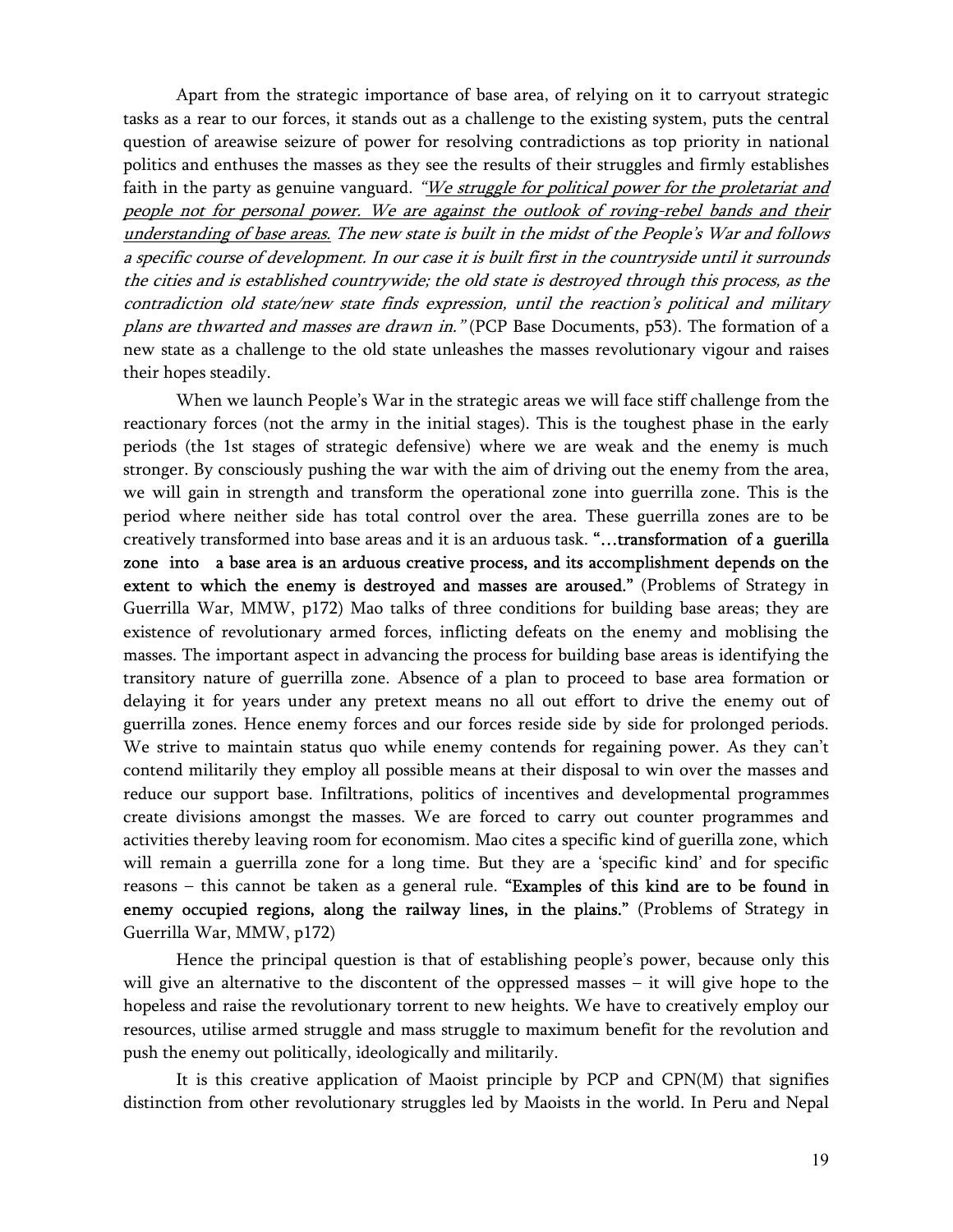Apart from the strategic importance of base area, of relying on it to carryout strategic tasks as a rear to our forces, it stands out as a challenge to the existing system, puts the central question of areawise seizure of power for resolving contradictions as top priority in national politics and enthuses the masses as they see the results of their struggles and firmly establishes faith in the party as genuine vanguard. *"<u>We struggle for political power for the proletariat and people not for personal power. We are against the outlook of roving-rebel bands and their understanding of base areas.</u> The new state is built in the midst of the People's War and follows a specific course of development. In our case it is built first in the countryside until it surrounds the cities and is established countrywide; the old state is destroyed through this process, as the contradiction old state/new state finds expression, until the reaction's political and military plans are thwarted and masses are drawn in."* (PCP Base Documents, p53). The formation of a new state as a challenge to the old state unleashes the masses revolutionary vigour and raises their hopes steadily.

When we launch People's War in the strategic areas we will face stiff challenge from the reactionary forces (not the army in the initial stages). This is the toughest phase in the early periods (the 1st stages of strategic defensive) where we are weak and the enemy is much stronger. By consciously pushing the war with the aim of driving out the enemy from the area, we will gain in strength and transform the operational zone into guerrilla zone. This is the period where neither side has total control over the area. These guerrilla zones are to be creatively transformed into base areas and it is an arduous task. **"…transformation of a guerilla zone into a base area is an arduous creative process, and its accomplishment depends on the extent to which the enemy is destroyed and masses are aroused."** (Problems of Strategy in Guerrilla War, MMW, p172) Mao talks of three conditions for building base areas; they are existence of revolutionary armed forces, inflicting defeats on the enemy and moblising the masses. The important aspect in advancing the process for building base areas is identifying the transitory nature of guerrilla zone. Absence of a plan to proceed to base area formation or delaying it for years under any pretext means no all out effort to drive the enemy out of guerrilla zones. Hence enemy forces and our forces reside side by side for prolonged periods. We strive to maintain status quo while enemy contends for regaining power. As they can't contend militarily they employ all possible means at their disposal to win over the masses and reduce our support base. Infiltrations, politics of incentives and developmental programmes create divisions amongst the masses. We are forced to carry out counter programmes and activities thereby leaving room for economism. Mao cites a specific kind of guerilla zone, which will remain a guerrilla zone for a long time. But they are a 'specific kind' and for specific reasons – this cannot be taken as a general rule. **"Examples of this kind are to be found in enemy occupied regions, along the railway lines, in the plains."** (Problems of Strategy in Guerrilla War, MMW, p172)

Hence the principal question is that of establishing people's power, because only this will give an alternative to the discontent of the oppressed masses – it will give hope to the hopeless and raise the revolutionary torrent to new heights. We have to creatively employ our resources, utilise armed struggle and mass struggle to maximum benefit for the revolution and push the enemy out politically, ideologically and militarily.

It is this creative application of Maoist principle by PCP and CPN(M) that signifies distinction from other revolutionary struggles led by Maoists in the world. In Peru and Nepal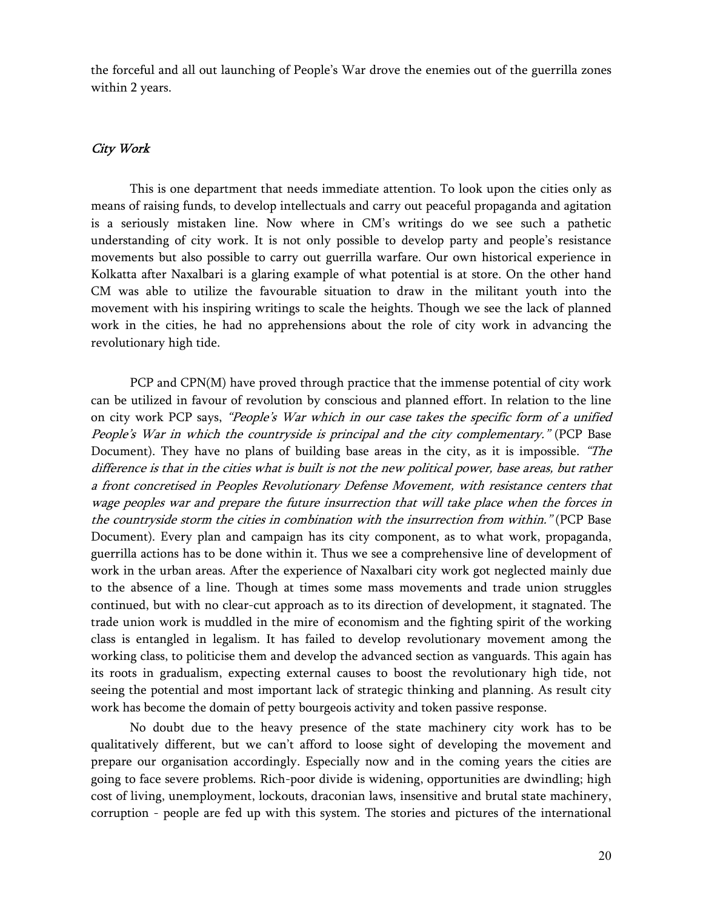the forceful and all out launching of People's War drove the enemies out of the guerrilla zones within 2 years.

### *City Work*

This is one department that needs immediate attention. To look upon the cities only as means of raising funds, to develop intellectuals and carry out peaceful propaganda and agitation is a seriously mistaken line. Now where in CM's writings do we see such a pathetic understanding of city work. It is not only possible to develop party and people's resistance movements but also possible to carry out guerrilla warfare. Our own historical experience in Kolkatta after Naxalbari is a glaring example of what potential is at store. On the other hand CM was able to utilize the favourable situation to draw in the militant youth into the movement with his inspiring writings to scale the heights. Though we see the lack of planned work in the cities, he had no apprehensions about the role of city work in advancing the revolutionary high tide.

PCP and CPN(M) have proved through practice that the immense potential of city work can be utilized in favour of revolution by conscious and planned effort. In relation to the line on city work PCP says, *"People's War which in our case takes the specific form of a unified People's War in which the countryside is principal and the city complementary."* (PCP Base Document). They have no plans of building base areas in the city, as it is impossible. *"The difference is that in the cities what is built is not the new political power, base areas, but rather a front concretised in Peoples Revolutionary Defense Movement, with resistance centers that wage peoples war and prepare the future insurrection that will take place when the forces in the countryside storm the cities in combination with the insurrection from within."* (PCP Base Document). Every plan and campaign has its city component, as to what work, propaganda, guerrilla actions has to be done within it. Thus we see a comprehensive line of development of work in the urban areas. After the experience of Naxalbari city work got neglected mainly due to the absence of a line. Though at times some mass movements and trade union struggles continued, but with no clear-cut approach as to its direction of development, it stagnated. The trade union work is muddled in the mire of economism and the fighting spirit of the working class is entangled in legalism. It has failed to develop revolutionary movement among the working class, to politicise them and develop the advanced section as vanguards. This again has its roots in gradualism, expecting external causes to boost the revolutionary high tide, not seeing the potential and most important lack of strategic thinking and planning. As result city work has become the domain of petty bourgeois activity and token passive response.

No doubt due to the heavy presence of the state machinery city work has to be qualitatively different, but we can't afford to loose sight of developing the movement and prepare our organisation accordingly. Especially now and in the coming years the cities are going to face severe problems. Rich-poor divide is widening, opportunities are dwindling; high cost of living, unemployment, lockouts, draconian laws, insensitive and brutal state machinery, corruption - people are fed up with this system. The stories and pictures of the international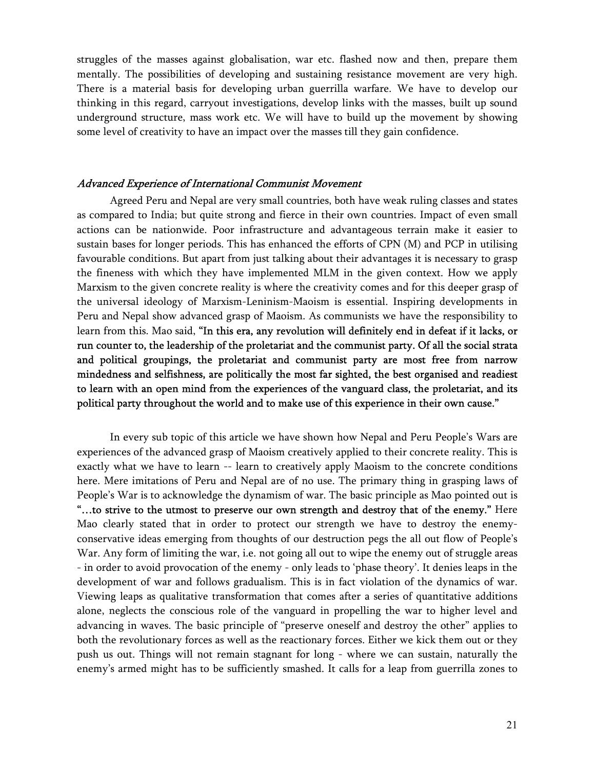struggles of the masses against globalisation, war etc. flashed now and then, prepare them mentally. The possibilities of developing and sustaining resistance movement are very high. There is a material basis for developing urban guerrilla warfare. We have to develop our thinking in this regard, carryout investigations, develop links with the masses, built up sound underground structure, mass work etc. We will have to build up the movement by showing some level of creativity to have an impact over the masses till they gain confidence.

### *Advanced Experience of International Communist Movement*

Agreed Peru and Nepal are very small countries, both have weak ruling classes and states as compared to India; but quite strong and fierce in their own countries. Impact of even small actions can be nationwide. Poor infrastructure and advantageous terrain make it easier to sustain bases for longer periods. This has enhanced the efforts of CPN (M) and PCP in utilising favourable conditions. But apart from just talking about their advantages it is necessary to grasp the fineness with which they have implemented MLM in the given context. How we apply Marxism to the given concrete reality is where the creativity comes and for this deeper grasp of the universal ideology of Marxism-Leninism-Maoism is essential. Inspiring developments in Peru and Nepal show advanced grasp of Maoism. As communists we have the responsibility to learn from this. Mao said, **"In this era, any revolution will definitely end in defeat if it lacks, or run counter to, the leadership of the proletariat and the communist party. Of all the social strata and political groupings, the proletariat and communist party are most free from narrow mindedness and selfishness, are politically the most far sighted, the best organised and readiest to learn with an open mind from the experiences of the vanguard class, the proletariat, and its political party throughout the world and to make use of this experience in their own cause."**

In every sub topic of this article we have shown how Nepal and Peru People's Wars are experiences of the advanced grasp of Maoism creatively applied to their concrete reality. This is exactly what we have to learn -- learn to creatively apply Maoism to the concrete conditions here. Mere imitations of Peru and Nepal are of no use. The primary thing in grasping laws of People's War is to acknowledge the dynamism of war. The basic principle as Mao pointed out is **"…to strive to the utmost to preserve our own strength and destroy that of the enemy."** Here Mao clearly stated that in order to protect our strength we have to destroy the enemy-conservative ideas emerging from thoughts of our destruction pegs the all out flow of People's War. Any form of limiting the war, i.e. not going all out to wipe the enemy out of struggle areas - in order to avoid provocation of the enemy - only leads to 'phase theory'. It denies leaps in the development of war and follows gradualism. This is in fact violation of the dynamics of war. Viewing leaps as qualitative transformation that comes after a series of quantitative additions alone, neglects the conscious role of the vanguard in propelling the war to higher level and advancing in waves. The basic principle of "preserve oneself and destroy the other" applies to both the revolutionary forces as well as the reactionary forces. Either we kick them out or they push us out. Things will not remain stagnant for long - where we can sustain, naturally the enemy's armed might has to be sufficiently smashed. It calls for a leap from guerrilla zones to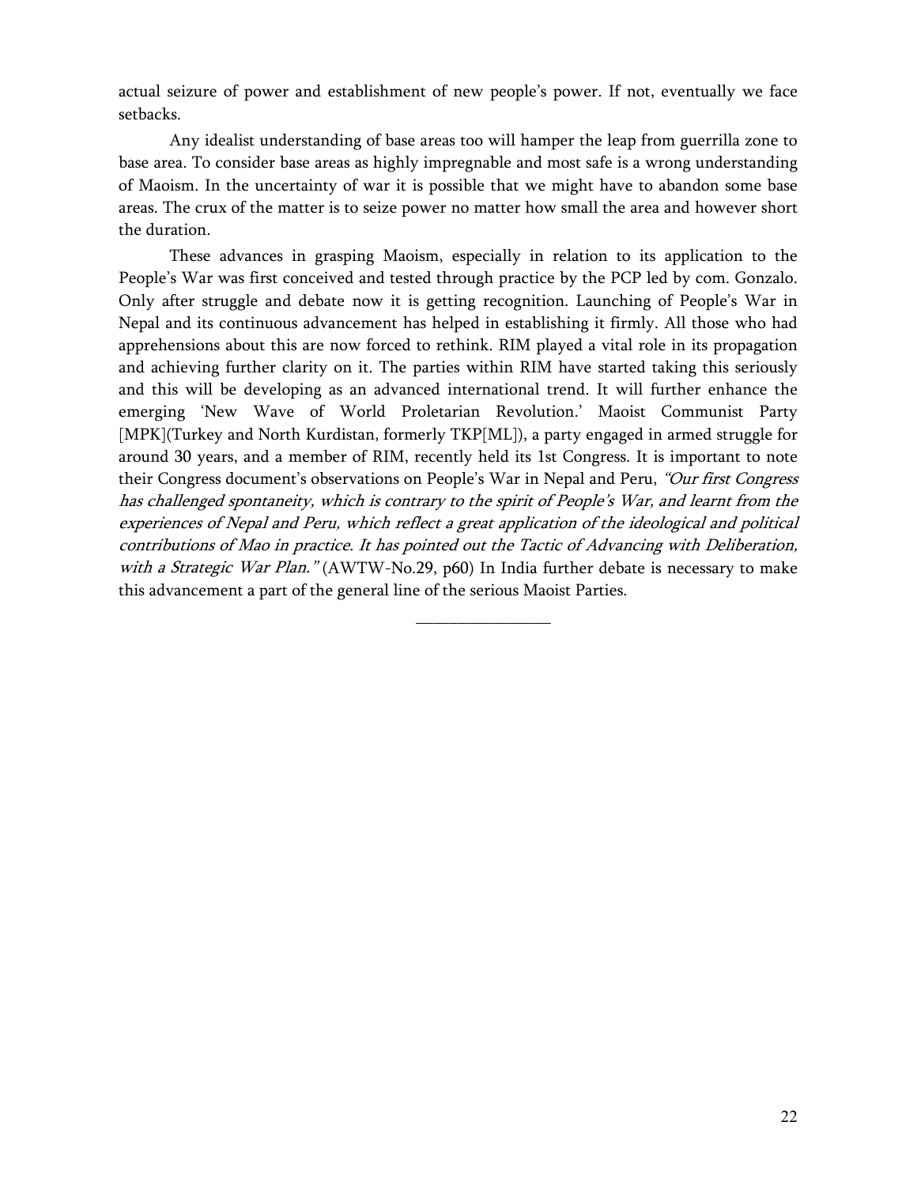actual seizure of power and establishment of new people's power. If not, eventually we face setbacks.

Any idealist understanding of base areas too will hamper the leap from guerrilla zone to base area. To consider base areas as highly impregnable and most safe is a wrong understanding of Maoism. In the uncertainty of war it is possible that we might have to abandon some base areas. The crux of the matter is to seize power no matter how small the area and however short the duration.

These advances in grasping Maoism, especially in relation to its application to the People's War was first conceived and tested through practice by the PCP led by com. Gonzalo. Only after struggle and debate now it is getting recognition. Launching of People's War in Nepal and its continuous advancement has helped in establishing it firmly. All those who had apprehensions about this are now forced to rethink. RIM played a vital role in its propagation and achieving further clarity on it. The parties within RIM have started taking this seriously and this will be developing as an advanced international trend. It will further enhance the emerging 'New Wave of World Proletarian Revolution.' Maoist Communist Party [MPK](Turkey and North Kurdistan, formerly TKP[ML]), a party engaged in armed struggle for around 30 years, and a member of RIM, recently held its 1st Congress. It is important to note their Congress document's observations on People's War in Nepal and Peru, *"Our first Congress has challenged spontaneity, which is contrary to the spirit of People's War, and learnt from the experiences of Nepal and Peru, which reflect a great application of the ideological and political contributions of Mao in practice. It has pointed out the Tactic of Advancing with Deliberation, with a Strategic War Plan."* (AWTW-No.29, p60) In India further debate is necessary to make this advancement a part of the general line of the serious Maoist Parties.

---